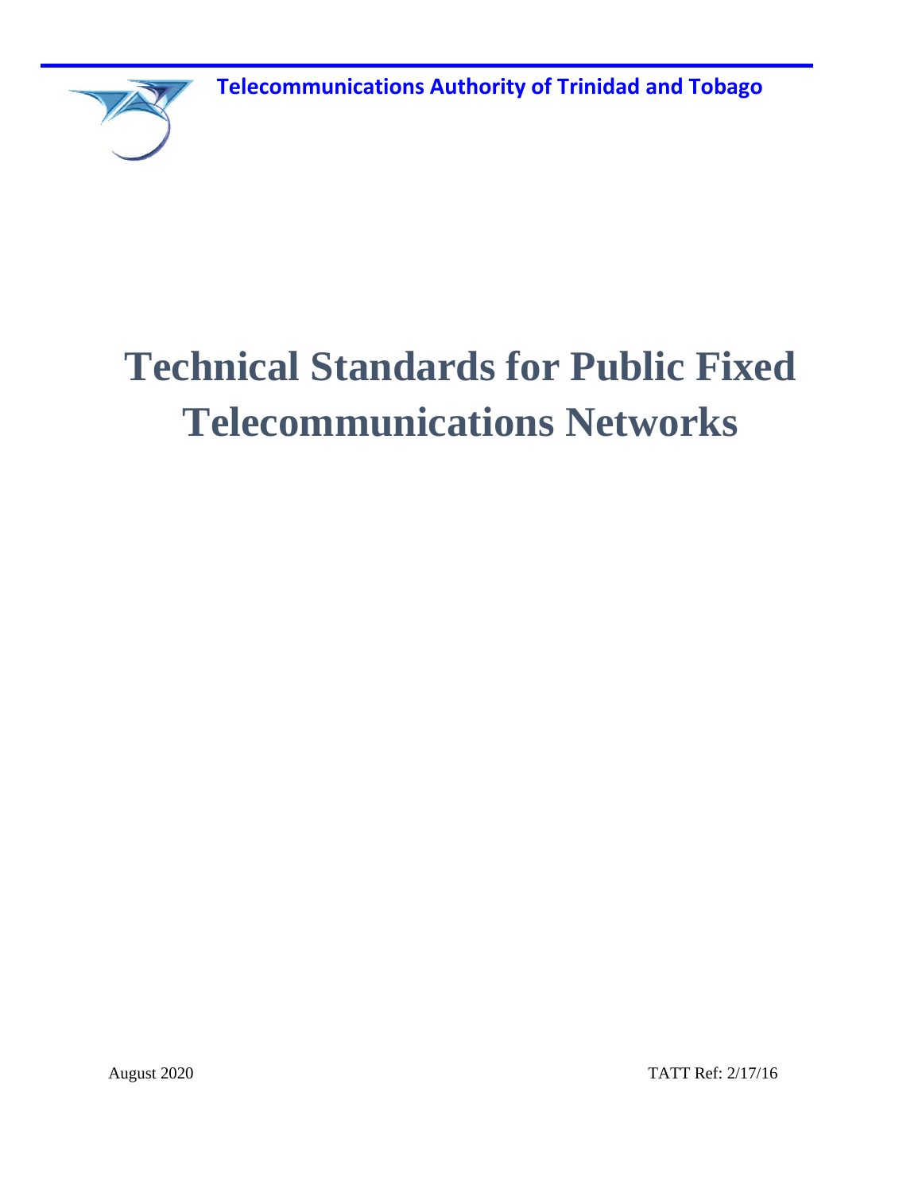Telecommunications Authority of Trinidad and Tobago

# Technical Standards for Public Fixed Telecommunications Networks

August 2020

TATT Ref: 2/17/16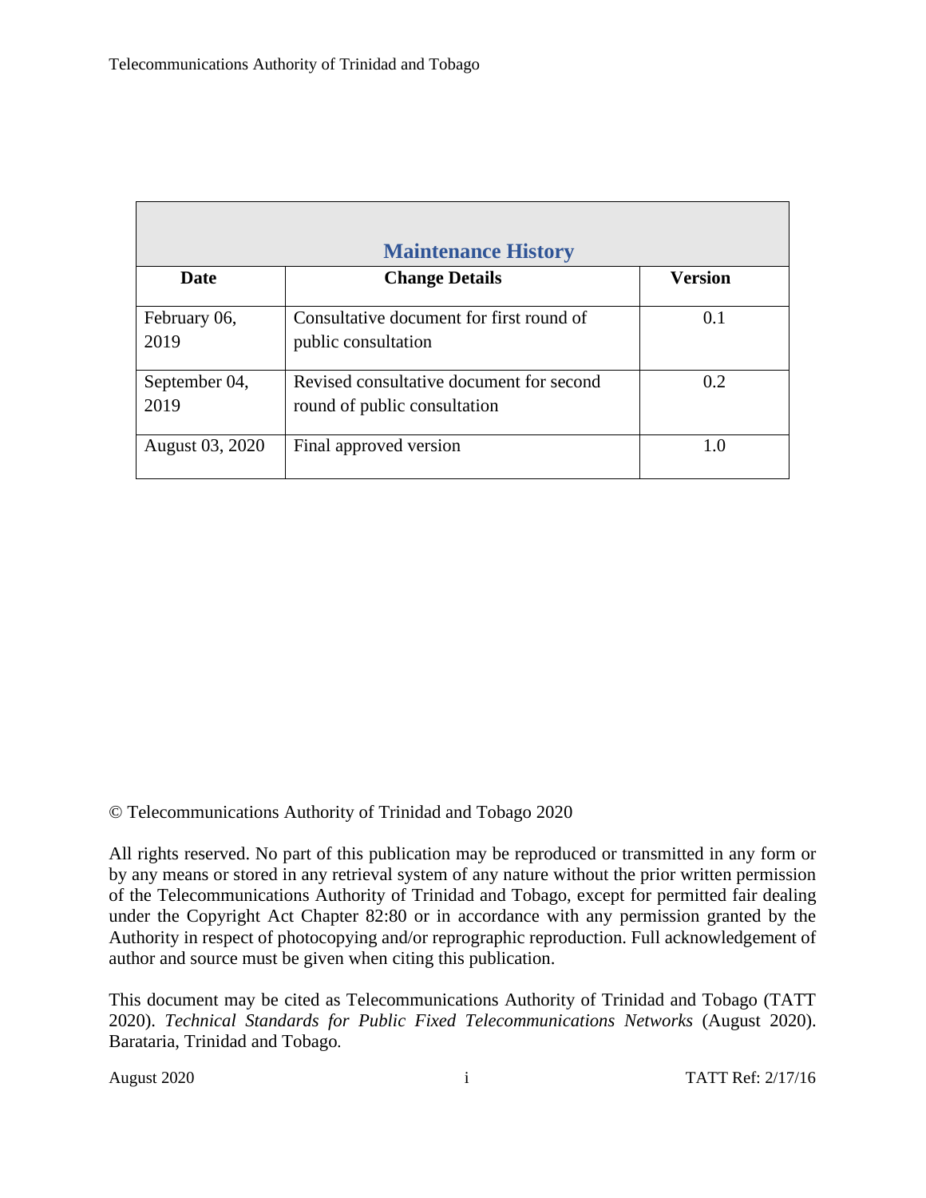| Maintenance History | | |
|---|---|---|
| **Date** | **Change Details** | **Version** |
| February 06, 2019 | Consultative document for first round of public consultation | 0.1 |
| September 04, 2019 | Revised consultative document for second round of public consultation | 0.2 |
| August 03, 2020 | Final approved version | 1.0 |

© Telecommunications Authority of Trinidad and Tobago 2020

All rights reserved. No part of this publication may be reproduced or transmitted in any form or by any means or stored in any retrieval system of any nature without the prior written permission of the Telecommunications Authority of Trinidad and Tobago, except for permitted fair dealing under the Copyright Act Chapter 82:80 or in accordance with any permission granted by the Authority in respect of photocopying and/or reprographic reproduction. Full acknowledgement of author and source must be given when citing this publication.

This document may be cited as Telecommunications Authority of Trinidad and Tobago (TATT 2020). *Technical Standards for Public Fixed Telecommunications Networks* (August 2020). Barataria, Trinidad and Tobago.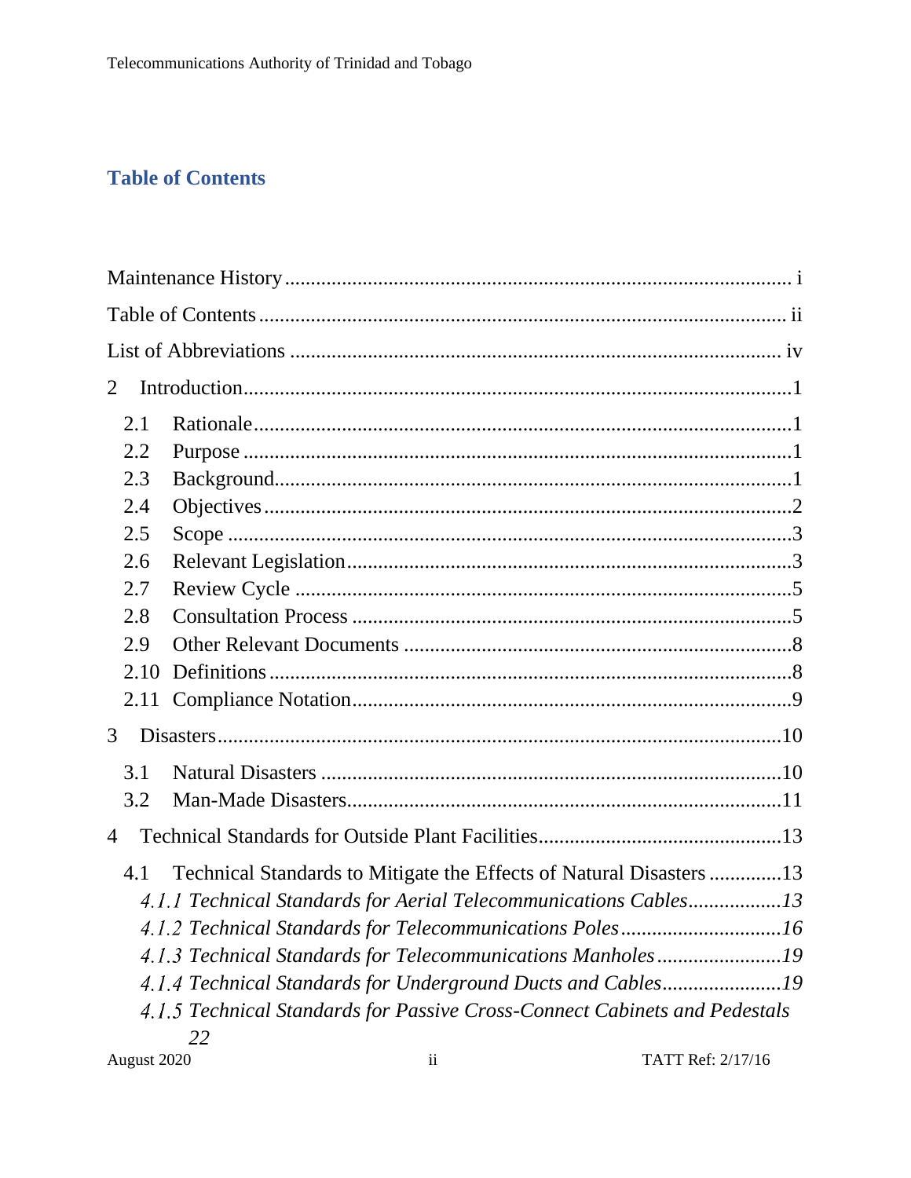## Table of Contents

Maintenance History ............................................................................................ i

Table of Contents ................................................................................................ ii

List of Abbreviations .......................................................................................... iv

2 Introduction ...................................................................................................... 1

- 2.1 Rationale ....................................................................................................... 1
- 2.2 Purpose ......................................................................................................... 1
- 2.3 Background ................................................................................................... 1
- 2.4 Objectives ..................................................................................................... 2
- 2.5 Scope ............................................................................................................. 3
- 2.6 Relevant Legislation ..................................................................................... 3
- 2.7 Review Cycle ................................................................................................ 5
- 2.8 Consultation Process ..................................................................................... 5
- 2.9 Other Relevant Documents ........................................................................... 8
- 2.10 Definitions ................................................................................................... 8
- 2.11 Compliance Notation ................................................................................... 9

3 Disasters ........................................................................................................... 10

- 3.1 Natural Disasters .......................................................................................... 10
- 3.2 Man-Made Disasters ..................................................................................... 11

4 Technical Standards for Outside Plant Facilities ............................................... 13

- 4.1 Technical Standards to Mitigate the Effects of Natural Disasters .............. 13
  - *4.1.1 Technical Standards for Aerial Telecommunications Cables .................. 13*
  - *4.1.2 Technical Standards for Telecommunications Poles .............................. 16*
  - *4.1.3 Technical Standards for Telecommunications Manholes ....................... 19*
  - *4.1.4 Technical Standards for Underground Ducts and Cables ....................... 19*
  - *4.1.5 Technical Standards for Passive Cross-Connect Cabinets and Pedestals 22*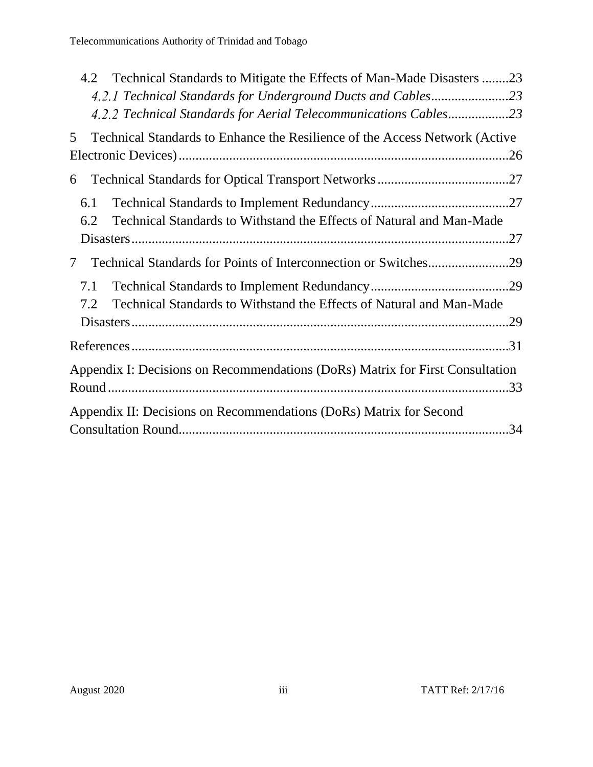4.2 Technical Standards to Mitigate the Effects of Man-Made Disasters ........23
*4.2.1 Technical Standards for Underground Ducts and Cables.......................23*
*4.2.2 Technical Standards for Aerial Telecommunications Cables.................23*

5 Technical Standards to Enhance the Resilience of the Access Network (Active Electronic Devices).................................................................................................26

6 Technical Standards for Optical Transport Networks.......................................27

6.1 Technical Standards to Implement Redundancy.........................................27
6.2 Technical Standards to Withstand the Effects of Natural and Man-Made Disasters...............................................................................................................27

7 Technical Standards for Points of Interconnection or Switches........................29

7.1 Technical Standards to Implement Redundancy.........................................29
7.2 Technical Standards to Withstand the Effects of Natural and Man-Made Disasters...............................................................................................................29

References...............................................................................................................31

Appendix I: Decisions on Recommendations (DoRs) Matrix for First Consultation Round.....................................................................................................................33

Appendix II: Decisions on Recommendations (DoRs) Matrix for Second Consultation Round.................................................................................................34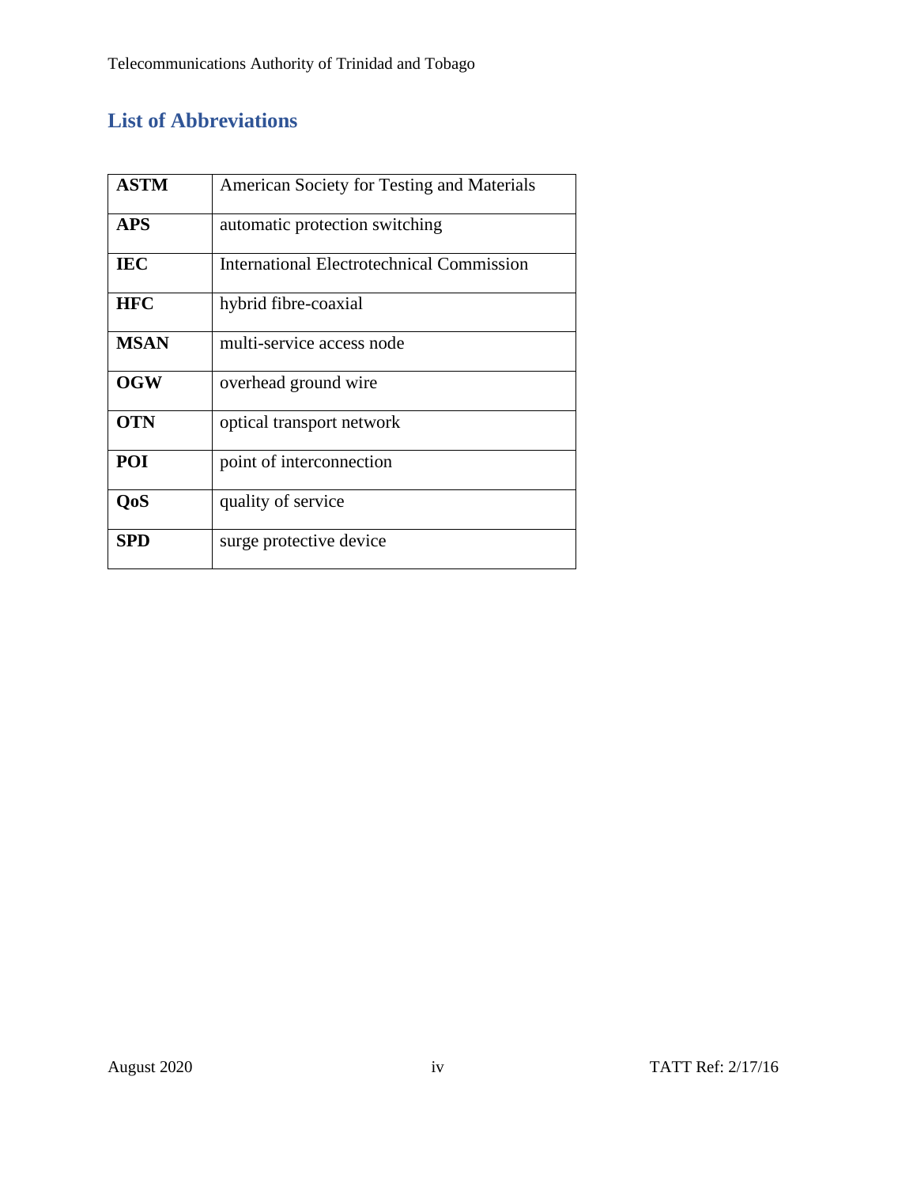## List of Abbreviations

| | |
|---|---|
| **ASTM** | American Society for Testing and Materials |
| **APS** | automatic protection switching |
| **IEC** | International Electrotechnical Commission |
| **HFC** | hybrid fibre-coaxial |
| **MSAN** | multi-service access node |
| **OGW** | overhead ground wire |
| **OTN** | optical transport network |
| **POI** | point of interconnection |
| **QoS** | quality of service |
| **SPD** | surge protective device |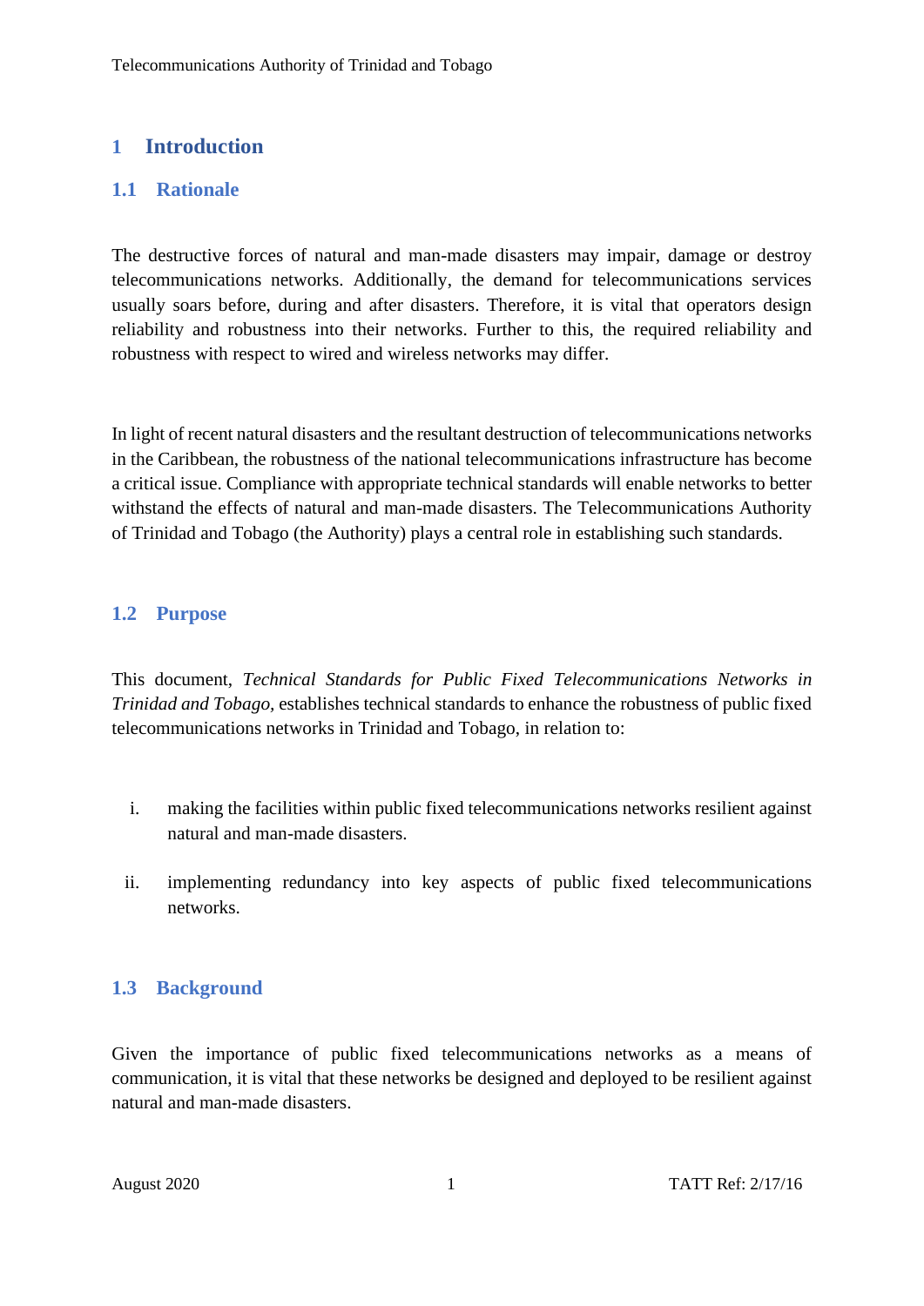# 1 Introduction

## 1.1 Rationale

The destructive forces of natural and man-made disasters may impair, damage or destroy telecommunications networks. Additionally, the demand for telecommunications services usually soars before, during and after disasters. Therefore, it is vital that operators design reliability and robustness into their networks. Further to this, the required reliability and robustness with respect to wired and wireless networks may differ.

In light of recent natural disasters and the resultant destruction of telecommunications networks in the Caribbean, the robustness of the national telecommunications infrastructure has become a critical issue. Compliance with appropriate technical standards will enable networks to better withstand the effects of natural and man-made disasters. The Telecommunications Authority of Trinidad and Tobago (the Authority) plays a central role in establishing such standards.

## 1.2 Purpose

This document, *Technical Standards for Public Fixed Telecommunications Networks in Trinidad and Tobago,* establishes technical standards to enhance the robustness of public fixed telecommunications networks in Trinidad and Tobago, in relation to:

i. making the facilities within public fixed telecommunications networks resilient against natural and man-made disasters.

ii. implementing redundancy into key aspects of public fixed telecommunications networks.

## 1.3 Background

Given the importance of public fixed telecommunications networks as a means of communication, it is vital that these networks be designed and deployed to be resilient against natural and man-made disasters.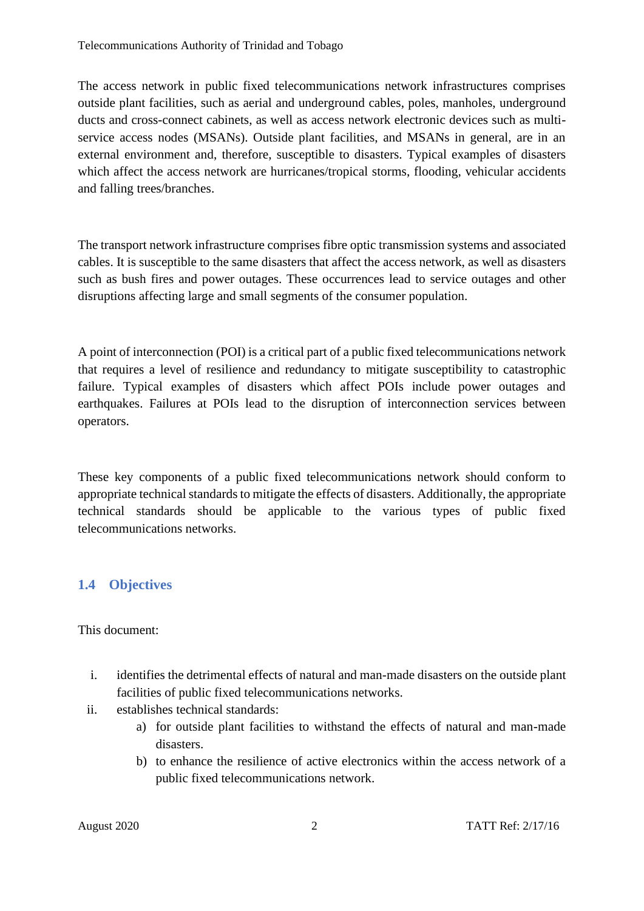The access network in public fixed telecommunications network infrastructures comprises outside plant facilities, such as aerial and underground cables, poles, manholes, underground ducts and cross-connect cabinets, as well as access network electronic devices such as multi-service access nodes (MSANs). Outside plant facilities, and MSANs in general, are in an external environment and, therefore, susceptible to disasters. Typical examples of disasters which affect the access network are hurricanes/tropical storms, flooding, vehicular accidents and falling trees/branches.

The transport network infrastructure comprises fibre optic transmission systems and associated cables. It is susceptible to the same disasters that affect the access network, as well as disasters such as bush fires and power outages. These occurrences lead to service outages and other disruptions affecting large and small segments of the consumer population.

A point of interconnection (POI) is a critical part of a public fixed telecommunications network that requires a level of resilience and redundancy to mitigate susceptibility to catastrophic failure. Typical examples of disasters which affect POIs include power outages and earthquakes. Failures at POIs lead to the disruption of interconnection services between operators.

These key components of a public fixed telecommunications network should conform to appropriate technical standards to mitigate the effects of disasters. Additionally, the appropriate technical standards should be applicable to the various types of public fixed telecommunications networks.

## 1.4 Objectives

This document:

i. identifies the detrimental effects of natural and man-made disasters on the outside plant facilities of public fixed telecommunications networks.
ii. establishes technical standards:
   a) for outside plant facilities to withstand the effects of natural and man-made disasters.
   b) to enhance the resilience of active electronics within the access network of a public fixed telecommunications network.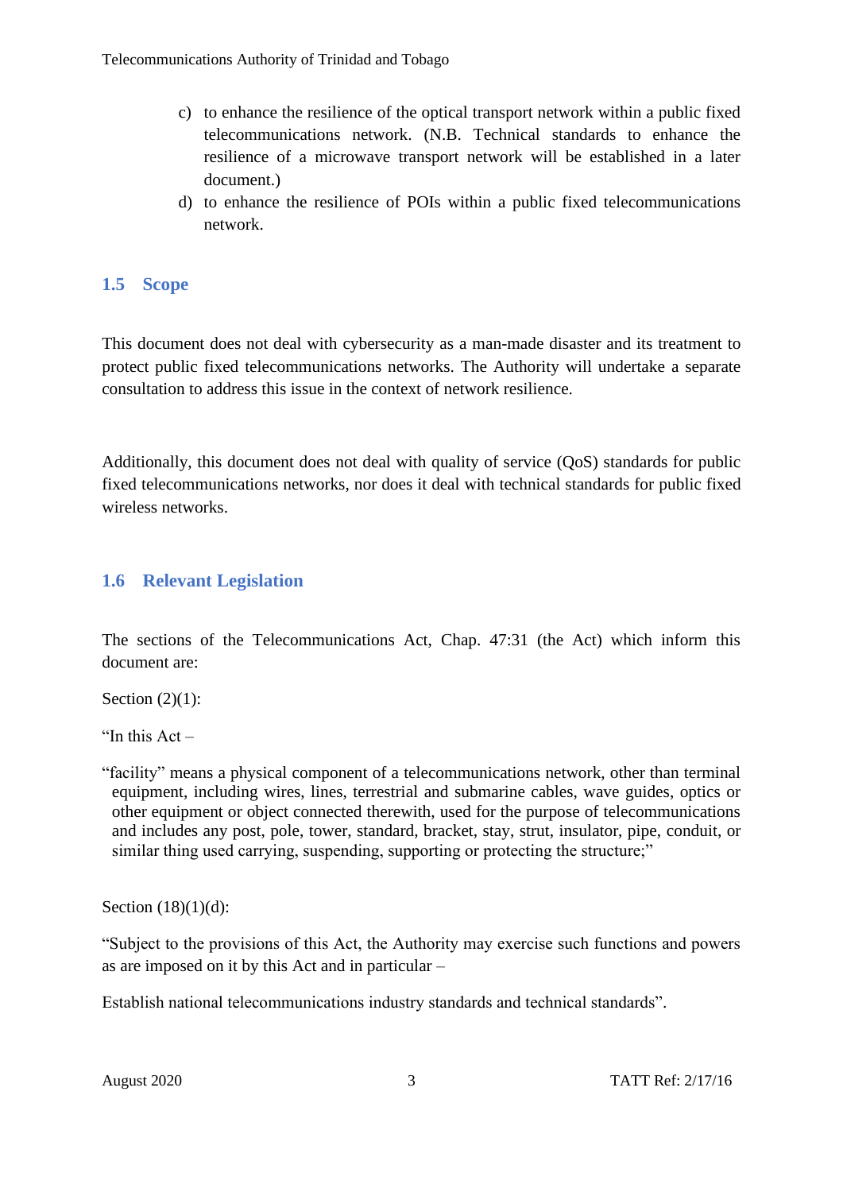c) to enhance the resilience of the optical transport network within a public fixed telecommunications network. (N.B. Technical standards to enhance the resilience of a microwave transport network will be established in a later document.)
d) to enhance the resilience of POIs within a public fixed telecommunications network.

## 1.5 Scope

This document does not deal with cybersecurity as a man-made disaster and its treatment to protect public fixed telecommunications networks. The Authority will undertake a separate consultation to address this issue in the context of network resilience.

Additionally, this document does not deal with quality of service (QoS) standards for public fixed telecommunications networks, nor does it deal with technical standards for public fixed wireless networks.

## 1.6 Relevant Legislation

The sections of the Telecommunications Act, Chap. 47:31 (the Act) which inform this document are:

Section (2)(1):

"In this Act –

"facility" means a physical component of a telecommunications network, other than terminal equipment, including wires, lines, terrestrial and submarine cables, wave guides, optics or other equipment or object connected therewith, used for the purpose of telecommunications and includes any post, pole, tower, standard, bracket, stay, strut, insulator, pipe, conduit, or similar thing used carrying, suspending, supporting or protecting the structure;"

Section (18)(1)(d):

"Subject to the provisions of this Act, the Authority may exercise such functions and powers as are imposed on it by this Act and in particular –

Establish national telecommunications industry standards and technical standards".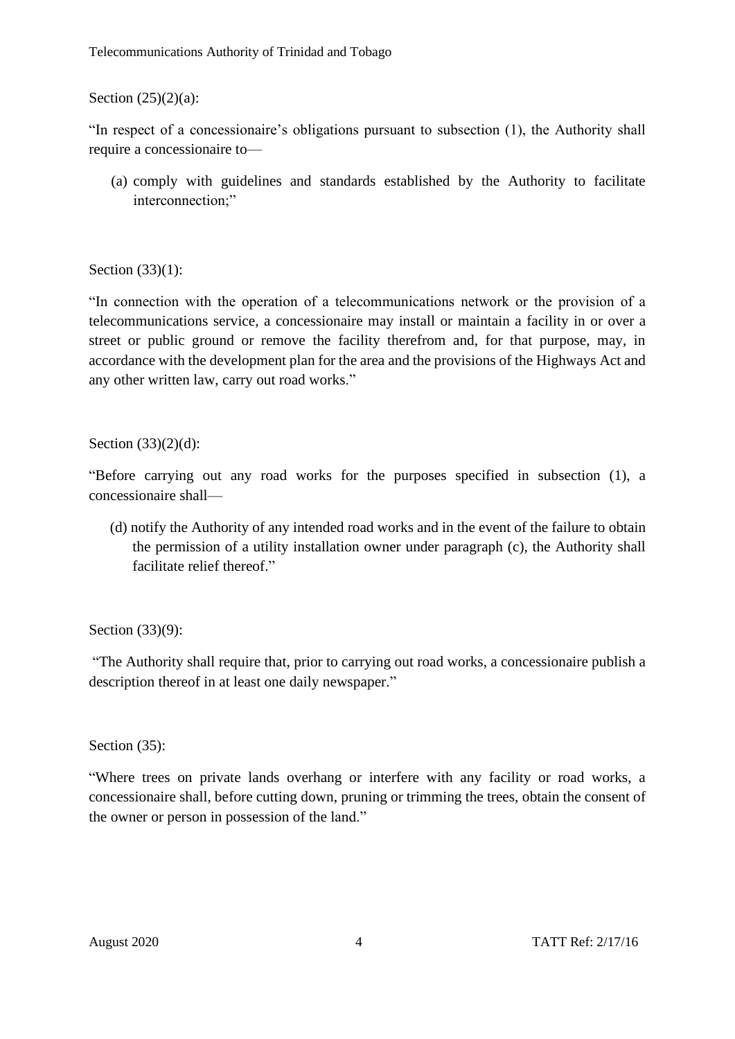Section (25)(2)(a):

"In respect of a concessionaire's obligations pursuant to subsection (1), the Authority shall require a concessionaire to—

(a) comply with guidelines and standards established by the Authority to facilitate interconnection;"

Section (33)(1):

"In connection with the operation of a telecommunications network or the provision of a telecommunications service, a concessionaire may install or maintain a facility in or over a street or public ground or remove the facility therefrom and, for that purpose, may, in accordance with the development plan for the area and the provisions of the Highways Act and any other written law, carry out road works."

Section (33)(2)(d):

"Before carrying out any road works for the purposes specified in subsection (1), a concessionaire shall—

(d) notify the Authority of any intended road works and in the event of the failure to obtain the permission of a utility installation owner under paragraph (c), the Authority shall facilitate relief thereof."

Section (33)(9):

"The Authority shall require that, prior to carrying out road works, a concessionaire publish a description thereof in at least one daily newspaper."

Section (35):

"Where trees on private lands overhang or interfere with any facility or road works, a concessionaire shall, before cutting down, pruning or trimming the trees, obtain the consent of the owner or person in possession of the land."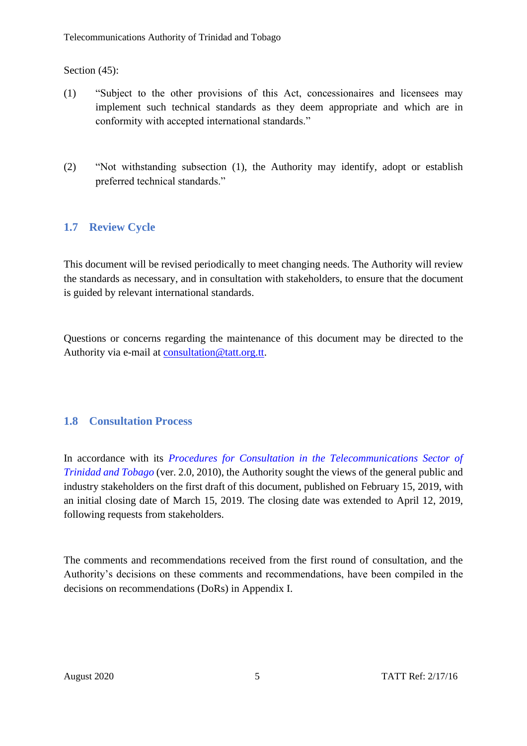Section (45):

(1) "Subject to the other provisions of this Act, concessionaires and licensees may implement such technical standards as they deem appropriate and which are in conformity with accepted international standards."

(2) "Not withstanding subsection (1), the Authority may identify, adopt or establish preferred technical standards."

## 1.7 Review Cycle

This document will be revised periodically to meet changing needs. The Authority will review the standards as necessary, and in consultation with stakeholders, to ensure that the document is guided by relevant international standards.

Questions or concerns regarding the maintenance of this document may be directed to the Authority via e-mail at consultation@tatt.org.tt.

## 1.8 Consultation Process

In accordance with its *Procedures for Consultation in the Telecommunications Sector of Trinidad and Tobago* (ver. 2.0, 2010), the Authority sought the views of the general public and industry stakeholders on the first draft of this document, published on February 15, 2019, with an initial closing date of March 15, 2019. The closing date was extended to April 12, 2019, following requests from stakeholders.

The comments and recommendations received from the first round of consultation, and the Authority's decisions on these comments and recommendations, have been compiled in the decisions on recommendations (DoRs) in Appendix I.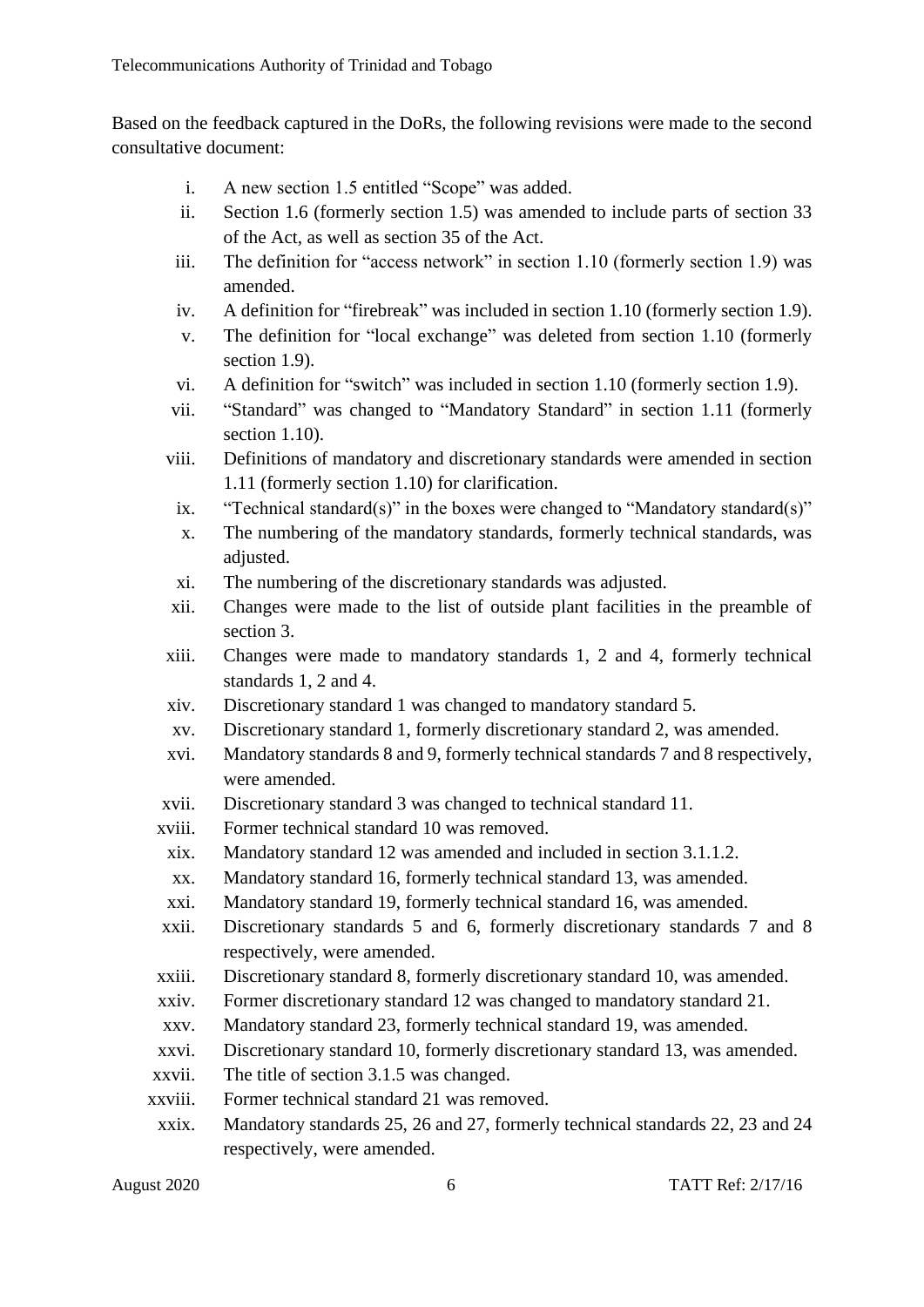Based on the feedback captured in the DoRs, the following revisions were made to the second consultative document:

i. A new section 1.5 entitled "Scope" was added.
ii. Section 1.6 (formerly section 1.5) was amended to include parts of section 33 of the Act, as well as section 35 of the Act.
iii. The definition for "access network" in section 1.10 (formerly section 1.9) was amended.
iv. A definition for "firebreak" was included in section 1.10 (formerly section 1.9).
v. The definition for "local exchange" was deleted from section 1.10 (formerly section 1.9).
vi. A definition for "switch" was included in section 1.10 (formerly section 1.9).
vii. "Standard" was changed to "Mandatory Standard" in section 1.11 (formerly section 1.10).
viii. Definitions of mandatory and discretionary standards were amended in section 1.11 (formerly section 1.10) for clarification.
ix. "Technical standard(s)" in the boxes were changed to "Mandatory standard(s)"
x. The numbering of the mandatory standards, formerly technical standards, was adjusted.
xi. The numbering of the discretionary standards was adjusted.
xii. Changes were made to the list of outside plant facilities in the preamble of section 3.
xiii. Changes were made to mandatory standards 1, 2 and 4, formerly technical standards 1, 2 and 4.
xiv. Discretionary standard 1 was changed to mandatory standard 5.
xv. Discretionary standard 1, formerly discretionary standard 2, was amended.
xvi. Mandatory standards 8 and 9, formerly technical standards 7 and 8 respectively, were amended.
xvii. Discretionary standard 3 was changed to technical standard 11.
xviii. Former technical standard 10 was removed.
xix. Mandatory standard 12 was amended and included in section 3.1.1.2.
xx. Mandatory standard 16, formerly technical standard 13, was amended.
xxi. Mandatory standard 19, formerly technical standard 16, was amended.
xxii. Discretionary standards 5 and 6, formerly discretionary standards 7 and 8 respectively, were amended.
xxiii. Discretionary standard 8, formerly discretionary standard 10, was amended.
xxiv. Former discretionary standard 12 was changed to mandatory standard 21.
xxv. Mandatory standard 23, formerly technical standard 19, was amended.
xxvi. Discretionary standard 10, formerly discretionary standard 13, was amended.
xxvii. The title of section 3.1.5 was changed.
xxviii. Former technical standard 21 was removed.
xxix. Mandatory standards 25, 26 and 27, formerly technical standards 22, 23 and 24 respectively, were amended.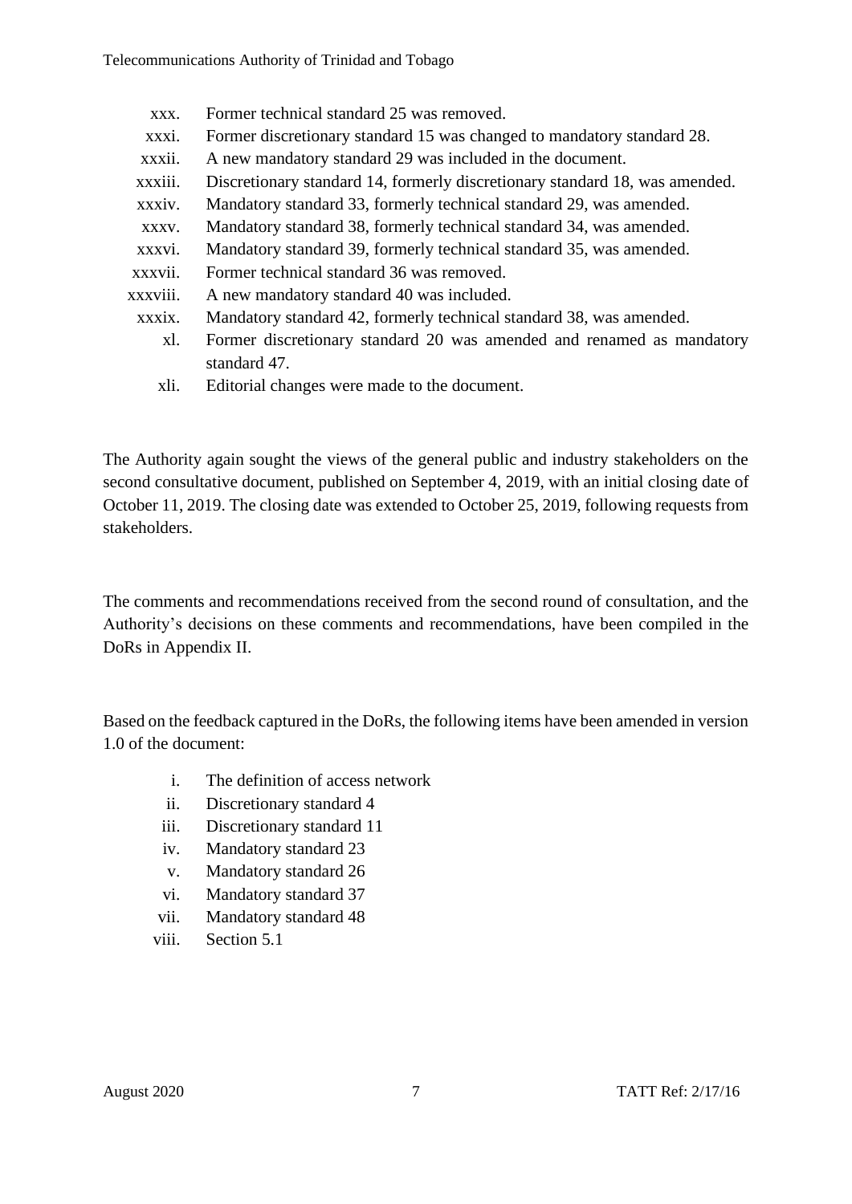xxx. Former technical standard 25 was removed.

xxxi. Former discretionary standard 15 was changed to mandatory standard 28.

xxxii. A new mandatory standard 29 was included in the document.

xxxiii. Discretionary standard 14, formerly discretionary standard 18, was amended.

xxxiv. Mandatory standard 33, formerly technical standard 29, was amended.

xxxv. Mandatory standard 38, formerly technical standard 34, was amended.

xxxvi. Mandatory standard 39, formerly technical standard 35, was amended.

xxxvii. Former technical standard 36 was removed.

xxxviii. A new mandatory standard 40 was included.

xxxix. Mandatory standard 42, formerly technical standard 38, was amended.

xl. Former discretionary standard 20 was amended and renamed as mandatory standard 47.

xli. Editorial changes were made to the document.

The Authority again sought the views of the general public and industry stakeholders on the second consultative document, published on September 4, 2019, with an initial closing date of October 11, 2019. The closing date was extended to October 25, 2019, following requests from stakeholders.

The comments and recommendations received from the second round of consultation, and the Authority's decisions on these comments and recommendations, have been compiled in the DoRs in Appendix II.

Based on the feedback captured in the DoRs, the following items have been amended in version 1.0 of the document:

i. The definition of access network

ii. Discretionary standard 4

iii. Discretionary standard 11

iv. Mandatory standard 23

v. Mandatory standard 26

vi. Mandatory standard 37

vii. Mandatory standard 48

viii. Section 5.1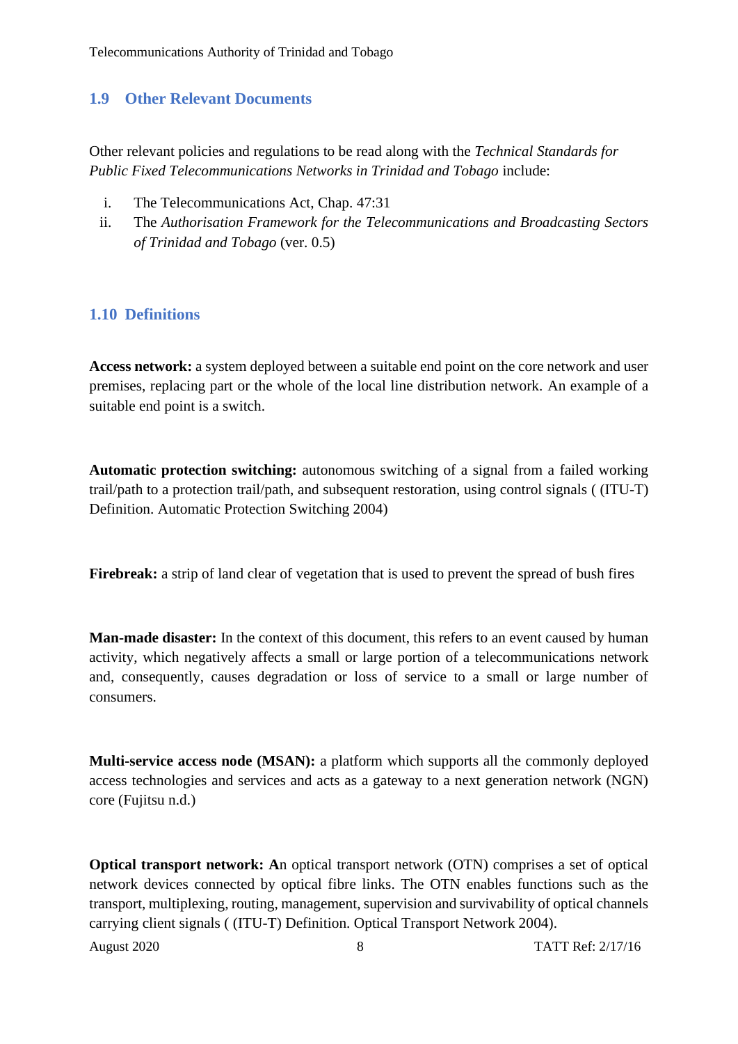## 1.9 Other Relevant Documents

Other relevant policies and regulations to be read along with the *Technical Standards for Public Fixed Telecommunications Networks in Trinidad and Tobago* include:

i. The Telecommunications Act, Chap. 47:31
ii. The *Authorisation Framework for the Telecommunications and Broadcasting Sectors of Trinidad and Tobago* (ver. 0.5)

## 1.10 Definitions

**Access network:** a system deployed between a suitable end point on the core network and user premises, replacing part or the whole of the local line distribution network. An example of a suitable end point is a switch.

**Automatic protection switching:** autonomous switching of a signal from a failed working trail/path to a protection trail/path, and subsequent restoration, using control signals ( (ITU-T) Definition. Automatic Protection Switching 2004)

**Firebreak:** a strip of land clear of vegetation that is used to prevent the spread of bush fires

**Man-made disaster:** In the context of this document, this refers to an event caused by human activity, which negatively affects a small or large portion of a telecommunications network and, consequently, causes degradation or loss of service to a small or large number of consumers.

**Multi-service access node (MSAN):** a platform which supports all the commonly deployed access technologies and services and acts as a gateway to a next generation network (NGN) core (Fujitsu n.d.)

**Optical transport network: A**n optical transport network (OTN) comprises a set of optical network devices connected by optical fibre links. The OTN enables functions such as the transport, multiplexing, routing, management, supervision and survivability of optical channels carrying client signals ( (ITU-T) Definition. Optical Transport Network 2004).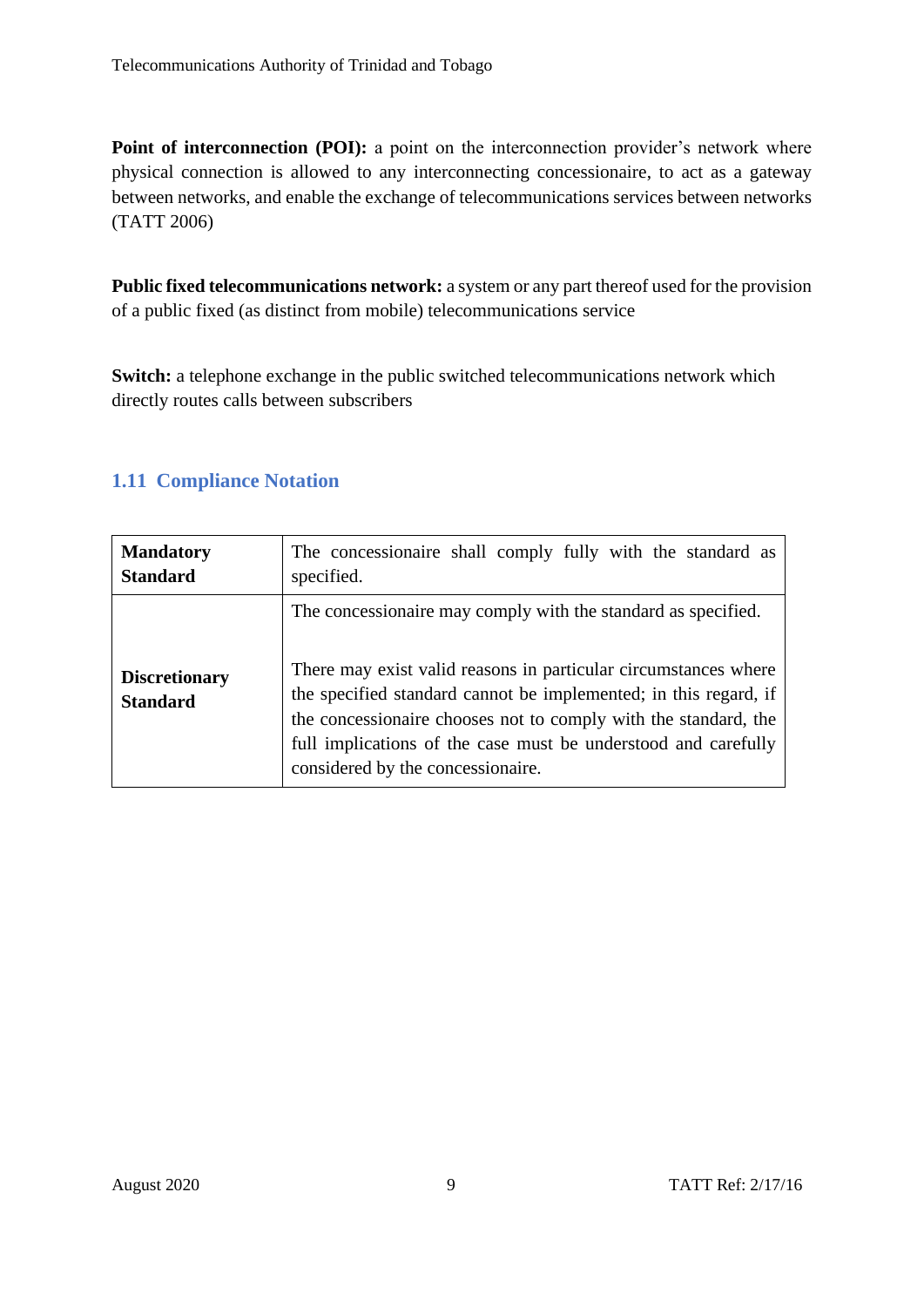**Point of interconnection (POI):** a point on the interconnection provider's network where physical connection is allowed to any interconnecting concessionaire, to act as a gateway between networks, and enable the exchange of telecommunications services between networks (TATT 2006)

**Public fixed telecommunications network:** a system or any part thereof used for the provision of a public fixed (as distinct from mobile) telecommunications service

**Switch:** a telephone exchange in the public switched telecommunications network which directly routes calls between subscribers

## 1.11 Compliance Notation

| | |
|---|---|
| **Mandatory Standard** | The concessionaire shall comply fully with the standard as specified. |
| **Discretionary Standard** | The concessionaire may comply with the standard as specified.<br><br>There may exist valid reasons in particular circumstances where the specified standard cannot be implemented; in this regard, if the concessionaire chooses not to comply with the standard, the full implications of the case must be understood and carefully considered by the concessionaire. |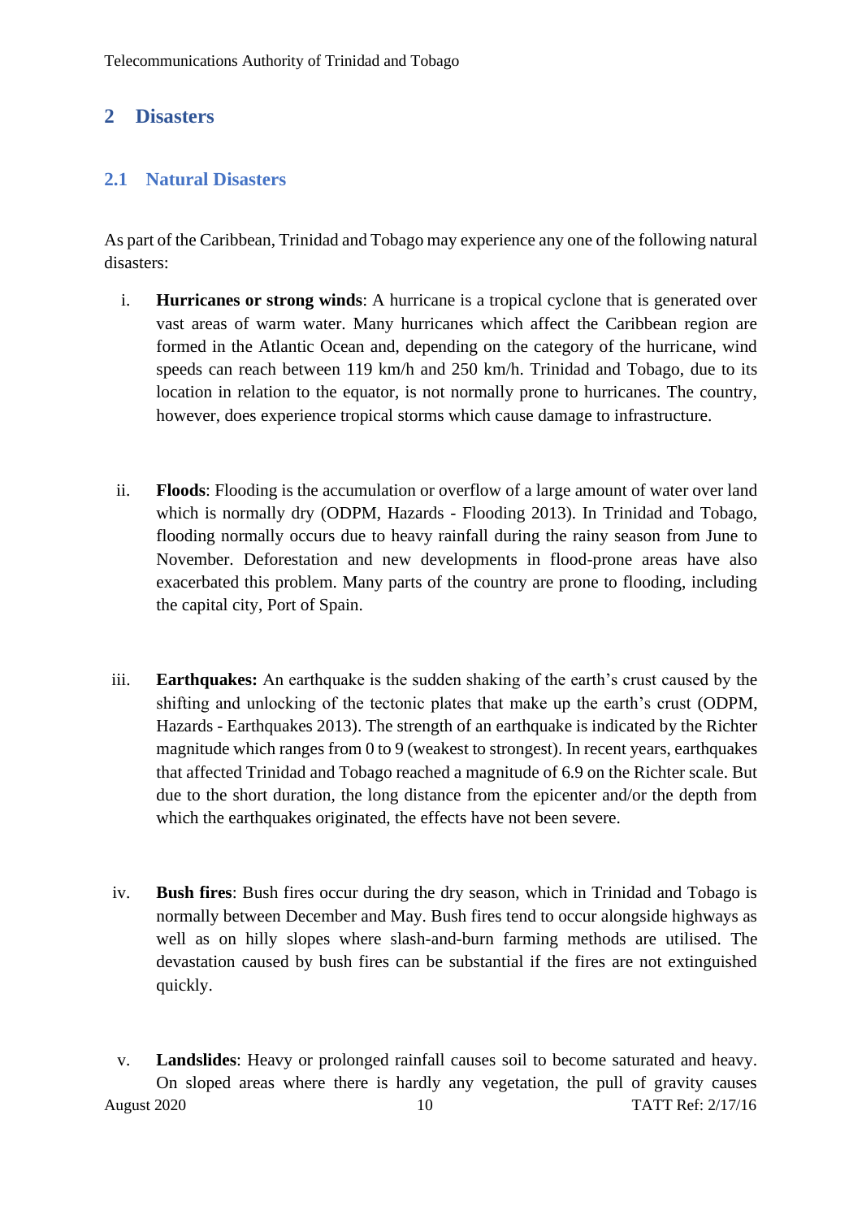## 2 Disasters

### 2.1 Natural Disasters

As part of the Caribbean, Trinidad and Tobago may experience any one of the following natural disasters:

i. **Hurricanes or strong winds**: A hurricane is a tropical cyclone that is generated over vast areas of warm water. Many hurricanes which affect the Caribbean region are formed in the Atlantic Ocean and, depending on the category of the hurricane, wind speeds can reach between 119 km/h and 250 km/h. Trinidad and Tobago, due to its location in relation to the equator, is not normally prone to hurricanes. The country, however, does experience tropical storms which cause damage to infrastructure.

ii. **Floods**: Flooding is the accumulation or overflow of a large amount of water over land which is normally dry (ODPM, Hazards - Flooding 2013). In Trinidad and Tobago, flooding normally occurs due to heavy rainfall during the rainy season from June to November. Deforestation and new developments in flood-prone areas have also exacerbated this problem. Many parts of the country are prone to flooding, including the capital city, Port of Spain.

iii. **Earthquakes:** An earthquake is the sudden shaking of the earth's crust caused by the shifting and unlocking of the tectonic plates that make up the earth's crust (ODPM, Hazards - Earthquakes 2013). The strength of an earthquake is indicated by the Richter magnitude which ranges from 0 to 9 (weakest to strongest). In recent years, earthquakes that affected Trinidad and Tobago reached a magnitude of 6.9 on the Richter scale. But due to the short duration, the long distance from the epicenter and/or the depth from which the earthquakes originated, the effects have not been severe.

iv. **Bush fires**: Bush fires occur during the dry season, which in Trinidad and Tobago is normally between December and May. Bush fires tend to occur alongside highways as well as on hilly slopes where slash-and-burn farming methods are utilised. The devastation caused by bush fires can be substantial if the fires are not extinguished quickly.

v. **Landslides**: Heavy or prolonged rainfall causes soil to become saturated and heavy. On sloped areas where there is hardly any vegetation, the pull of gravity causes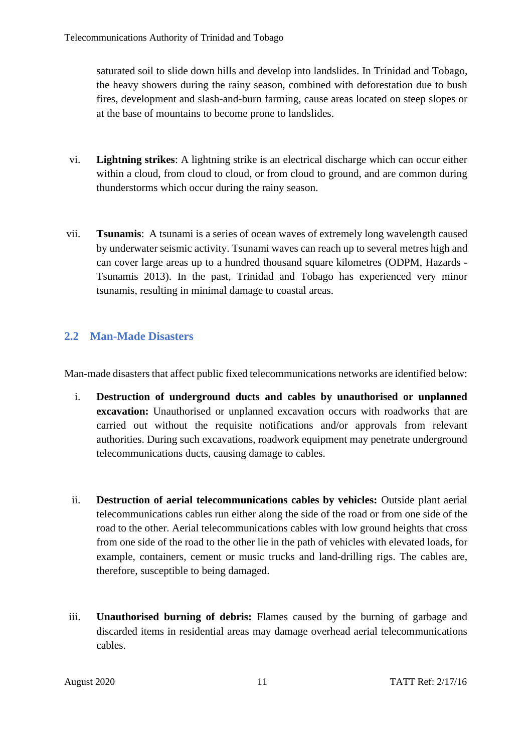saturated soil to slide down hills and develop into landslides. In Trinidad and Tobago, the heavy showers during the rainy season, combined with deforestation due to bush fires, development and slash-and-burn farming, cause areas located on steep slopes or at the base of mountains to become prone to landslides.

vi. **Lightning strikes**: A lightning strike is an electrical discharge which can occur either within a cloud, from cloud to cloud, or from cloud to ground, and are common during thunderstorms which occur during the rainy season.

vii. **Tsunamis**: A tsunami is a series of ocean waves of extremely long wavelength caused by underwater seismic activity. Tsunami waves can reach up to several metres high and can cover large areas up to a hundred thousand square kilometres (ODPM, Hazards - Tsunamis 2013). In the past, Trinidad and Tobago has experienced very minor tsunamis, resulting in minimal damage to coastal areas.

## 2.2 Man-Made Disasters

Man-made disasters that affect public fixed telecommunications networks are identified below:

i. **Destruction of underground ducts and cables by unauthorised or unplanned excavation:** Unauthorised or unplanned excavation occurs with roadworks that are carried out without the requisite notifications and/or approvals from relevant authorities. During such excavations, roadwork equipment may penetrate underground telecommunications ducts, causing damage to cables.

ii. **Destruction of aerial telecommunications cables by vehicles:** Outside plant aerial telecommunications cables run either along the side of the road or from one side of the road to the other. Aerial telecommunications cables with low ground heights that cross from one side of the road to the other lie in the path of vehicles with elevated loads, for example, containers, cement or music trucks and land-drilling rigs. The cables are, therefore, susceptible to being damaged.

iii. **Unauthorised burning of debris:** Flames caused by the burning of garbage and discarded items in residential areas may damage overhead aerial telecommunications cables.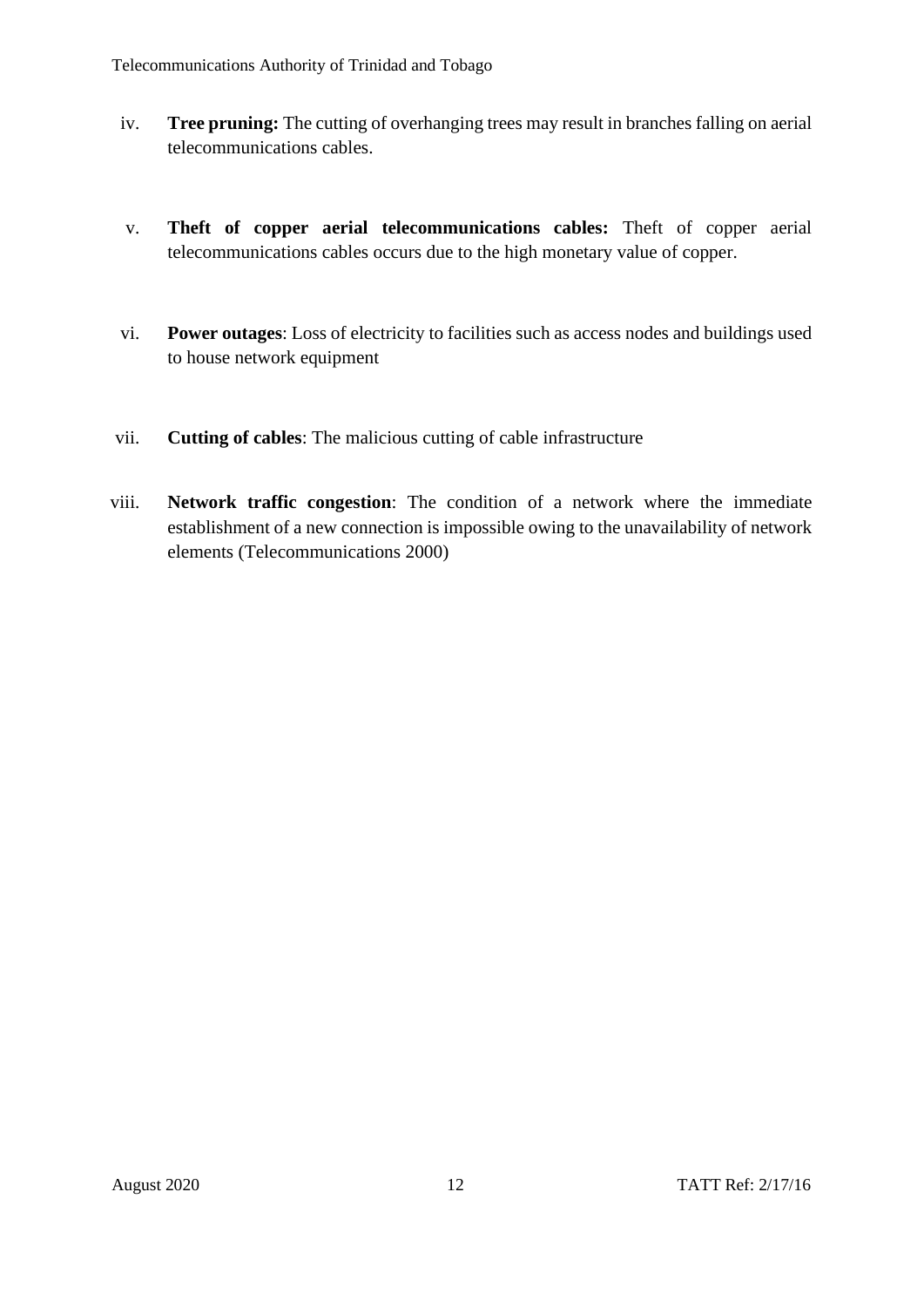iv. **Tree pruning:** The cutting of overhanging trees may result in branches falling on aerial telecommunications cables.

v. **Theft of copper aerial telecommunications cables:** Theft of copper aerial telecommunications cables occurs due to the high monetary value of copper.

vi. **Power outages**: Loss of electricity to facilities such as access nodes and buildings used to house network equipment

vii. **Cutting of cables**: The malicious cutting of cable infrastructure

viii. **Network traffic congestion**: The condition of a network where the immediate establishment of a new connection is impossible owing to the unavailability of network elements (Telecommunications 2000)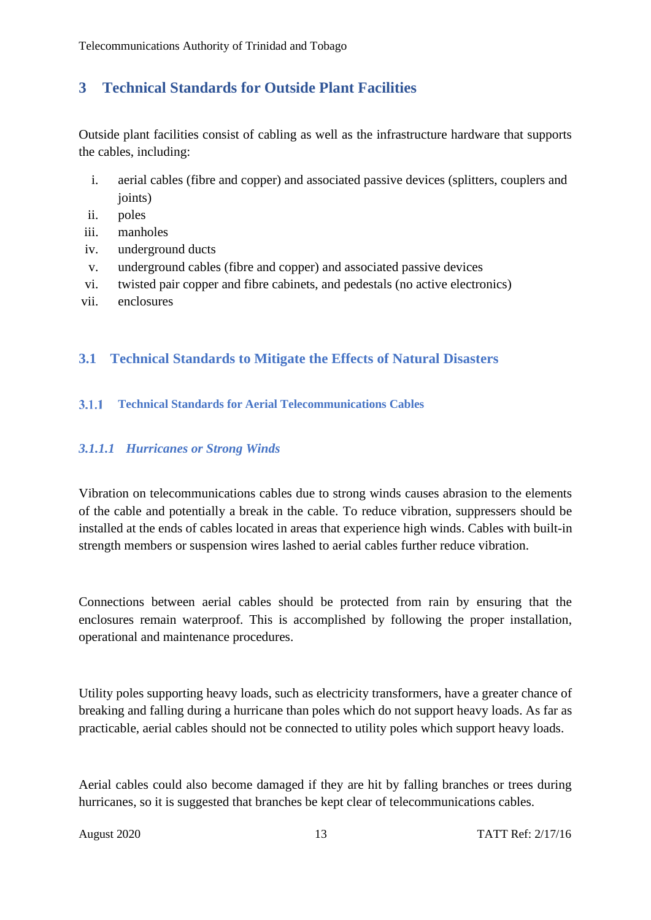# 3 Technical Standards for Outside Plant Facilities

Outside plant facilities consist of cabling as well as the infrastructure hardware that supports the cables, including:

i. aerial cables (fibre and copper) and associated passive devices (splitters, couplers and joints)
ii. poles
iii. manholes
iv. underground ducts
v. underground cables (fibre and copper) and associated passive devices
vi. twisted pair copper and fibre cabinets, and pedestals (no active electronics)
vii. enclosures

## 3.1 Technical Standards to Mitigate the Effects of Natural Disasters

### 3.1.1 Technical Standards for Aerial Telecommunications Cables

#### *3.1.1.1 Hurricanes or Strong Winds*

Vibration on telecommunications cables due to strong winds causes abrasion to the elements of the cable and potentially a break in the cable. To reduce vibration, suppressers should be installed at the ends of cables located in areas that experience high winds. Cables with built-in strength members or suspension wires lashed to aerial cables further reduce vibration.

Connections between aerial cables should be protected from rain by ensuring that the enclosures remain waterproof. This is accomplished by following the proper installation, operational and maintenance procedures.

Utility poles supporting heavy loads, such as electricity transformers, have a greater chance of breaking and falling during a hurricane than poles which do not support heavy loads. As far as practicable, aerial cables should not be connected to utility poles which support heavy loads.

Aerial cables could also become damaged if they are hit by falling branches or trees during hurricanes, so it is suggested that branches be kept clear of telecommunications cables.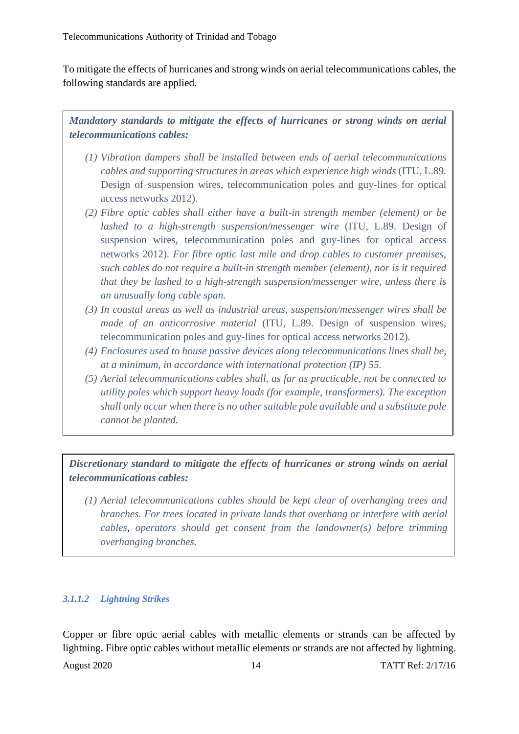To mitigate the effects of hurricanes and strong winds on aerial telecommunications cables, the following standards are applied.

> ***Mandatory standards to mitigate the effects of hurricanes or strong winds on aerial telecommunications cables:***
>
> 1. *Vibration dampers shall be installed between ends of aerial telecommunications cables and supporting structures in areas which experience high winds* (ITU, L.89. Design of suspension wires, telecommunication poles and guy-lines for optical access networks 2012)*.*
> 2. *Fibre optic cables shall either have a built-in strength member (element) or be lashed to a high-strength suspension/messenger wire* (ITU, L.89. Design of suspension wires, telecommunication poles and guy-lines for optical access networks 2012)*. For fibre optic last mile and drop cables to customer premises, such cables do not require a built-in strength member (element), nor is it required that they be lashed to a high-strength suspension/messenger wire, unless there is an unusually long cable span.*
> 3. *In coastal areas as well as industrial areas, suspension/messenger wires shall be made of an anticorrosive material* (ITU, L.89. Design of suspension wires, telecommunication poles and guy-lines for optical access networks 2012)*.*
> 4. *Enclosures used to house passive devices along telecommunications lines shall be, at a minimum, in accordance with international protection (IP) 55.*
> 5. *Aerial telecommunications cables shall, as far as practicable, not be connected to utility poles which support heavy loads (for example, transformers). The exception shall only occur when there is no other suitable pole available and a substitute pole cannot be planted.*

> ***Discretionary standard to mitigate the effects of hurricanes or strong winds on aerial telecommunications cables:***
>
> 1. *Aerial telecommunications cables should be kept clear of overhanging trees and branches. For trees located in private lands that overhang or interfere with aerial cables, operators should get consent from the landowner(s) before trimming overhanging branches.*

#### *3.1.1.2 Lightning Strikes*

Copper or fibre optic aerial cables with metallic elements or strands can be affected by lightning. Fibre optic cables without metallic elements or strands are not affected by lightning.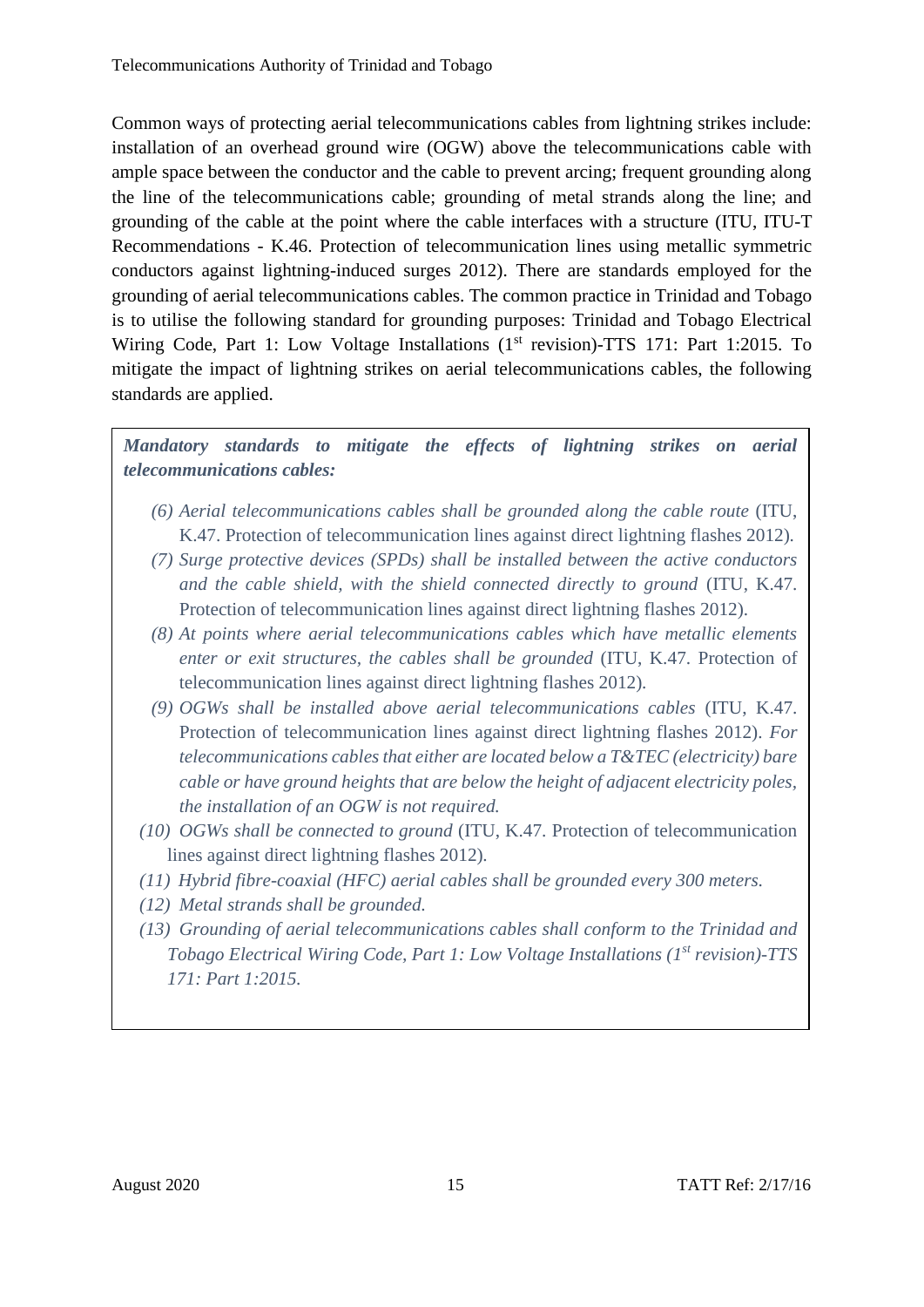Common ways of protecting aerial telecommunications cables from lightning strikes include: installation of an overhead ground wire (OGW) above the telecommunications cable with ample space between the conductor and the cable to prevent arcing; frequent grounding along the line of the telecommunications cable; grounding of metal strands along the line; and grounding of the cable at the point where the cable interfaces with a structure (ITU, ITU-T Recommendations - K.46. Protection of telecommunication lines using metallic symmetric conductors against lightning-induced surges 2012). There are standards employed for the grounding of aerial telecommunications cables. The common practice in Trinidad and Tobago is to utilise the following standard for grounding purposes: Trinidad and Tobago Electrical Wiring Code, Part 1: Low Voltage Installations (1st revision)-TTS 171: Part 1:2015. To mitigate the impact of lightning strikes on aerial telecommunications cables, the following standards are applied.

***Mandatory standards to mitigate the effects of lightning strikes on aerial telecommunications cables:***

*(6) Aerial telecommunications cables shall be grounded along the cable route* (ITU, K.47. Protection of telecommunication lines against direct lightning flashes 2012).

*(7) Surge protective devices (SPDs) shall be installed between the active conductors and the cable shield, with the shield connected directly to ground* (ITU, K.47. Protection of telecommunication lines against direct lightning flashes 2012).

*(8) At points where aerial telecommunications cables which have metallic elements enter or exit structures, the cables shall be grounded* (ITU, K.47. Protection of telecommunication lines against direct lightning flashes 2012).

*(9) OGWs shall be installed above aerial telecommunications cables* (ITU, K.47. Protection of telecommunication lines against direct lightning flashes 2012). *For telecommunications cables that either are located below a T&TEC (electricity) bare cable or have ground heights that are below the height of adjacent electricity poles, the installation of an OGW is not required.*

*(10) OGWs shall be connected to ground* (ITU, K.47. Protection of telecommunication lines against direct lightning flashes 2012).

*(11) Hybrid fibre-coaxial (HFC) aerial cables shall be grounded every 300 meters.*

*(12) Metal strands shall be grounded.*

*(13) Grounding of aerial telecommunications cables shall conform to the Trinidad and Tobago Electrical Wiring Code, Part 1: Low Voltage Installations (1st revision)-TTS 171: Part 1:2015.*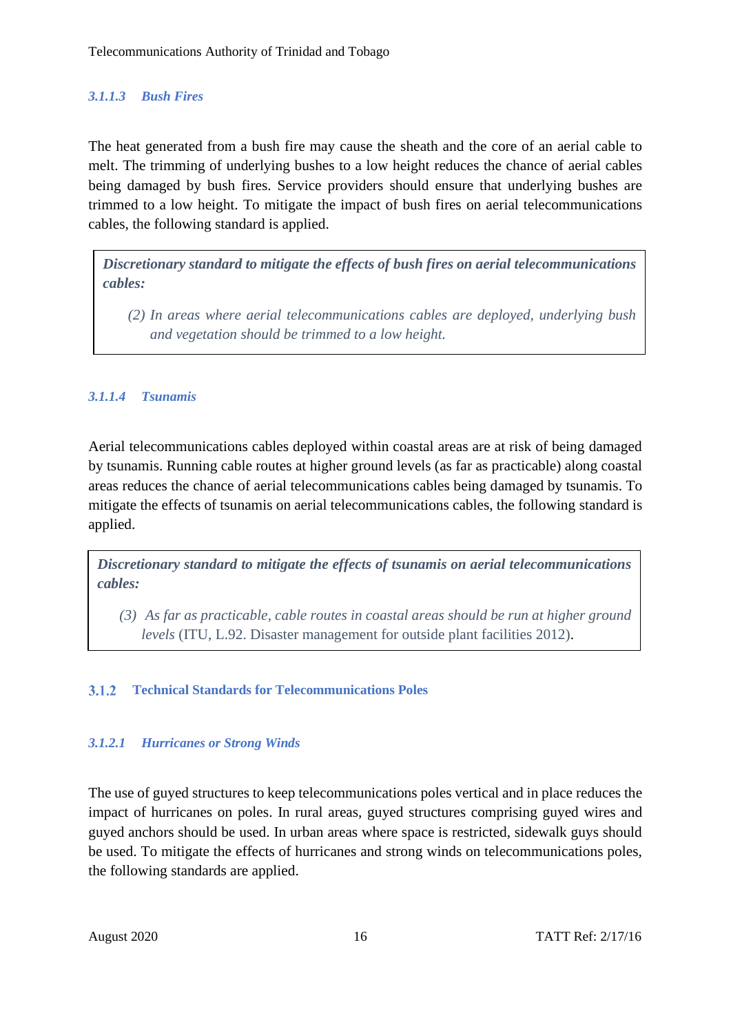#### *3.1.1.3 Bush Fires*

The heat generated from a bush fire may cause the sheath and the core of an aerial cable to melt. The trimming of underlying bushes to a low height reduces the chance of aerial cables being damaged by bush fires. Service providers should ensure that underlying bushes are trimmed to a low height. To mitigate the impact of bush fires on aerial telecommunications cables, the following standard is applied.

> ***Discretionary standard to mitigate the effects of bush fires on aerial telecommunications cables:***
>
> *(2) In areas where aerial telecommunications cables are deployed, underlying bush and vegetation should be trimmed to a low height.*

#### *3.1.1.4 Tsunamis*

Aerial telecommunications cables deployed within coastal areas are at risk of being damaged by tsunamis. Running cable routes at higher ground levels (as far as practicable) along coastal areas reduces the chance of aerial telecommunications cables being damaged by tsunamis. To mitigate the effects of tsunamis on aerial telecommunications cables, the following standard is applied.

> ***Discretionary standard to mitigate the effects of tsunamis on aerial telecommunications cables:***
>
> *(3) As far as practicable, cable routes in coastal areas should be run at higher ground levels* (ITU, L.92. Disaster management for outside plant facilities 2012).

### 3.1.2 Technical Standards for Telecommunications Poles

#### *3.1.2.1 Hurricanes or Strong Winds*

The use of guyed structures to keep telecommunications poles vertical and in place reduces the impact of hurricanes on poles. In rural areas, guyed structures comprising guyed wires and guyed anchors should be used. In urban areas where space is restricted, sidewalk guys should be used. To mitigate the effects of hurricanes and strong winds on telecommunications poles, the following standards are applied.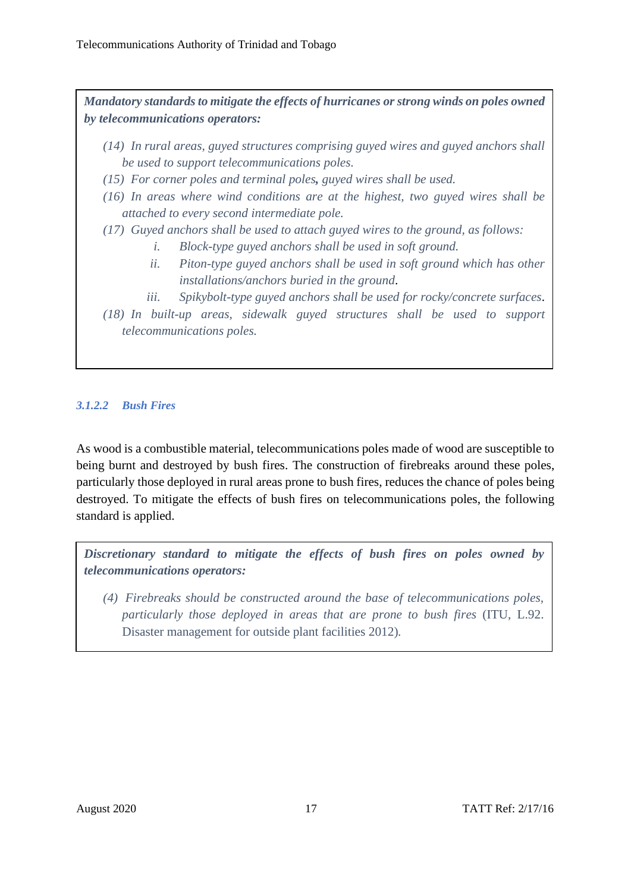***Mandatory standards to mitigate the effects of hurricanes or strong winds on poles owned by telecommunications operators:***

*(14) In rural areas, guyed structures comprising guyed wires and guyed anchors shall be used to support telecommunications poles.*

*(15) For corner poles and terminal poles, guyed wires shall be used.*

*(16) In areas where wind conditions are at the highest, two guyed wires shall be attached to every second intermediate pole.*

*(17) Guyed anchors shall be used to attach guyed wires to the ground, as follows:*

- *i. Block-type guyed anchors shall be used in soft ground.*
- *ii. Piton-type guyed anchors shall be used in soft ground which has other installations/anchors buried in the ground.*
- *iii. Spikybolt-type guyed anchors shall be used for rocky/concrete surfaces.*

*(18) In built-up areas, sidewalk guyed structures shall be used to support telecommunications poles.*

#### *3.1.2.2 Bush Fires*

As wood is a combustible material, telecommunications poles made of wood are susceptible to being burnt and destroyed by bush fires. The construction of firebreaks around these poles, particularly those deployed in rural areas prone to bush fires, reduces the chance of poles being destroyed. To mitigate the effects of bush fires on telecommunications poles, the following standard is applied.

***Discretionary standard to mitigate the effects of bush fires on poles owned by telecommunications operators:***

*(4) Firebreaks should be constructed around the base of telecommunications poles, particularly those deployed in areas that are prone to bush fires* (ITU, L.92. Disaster management for outside plant facilities 2012).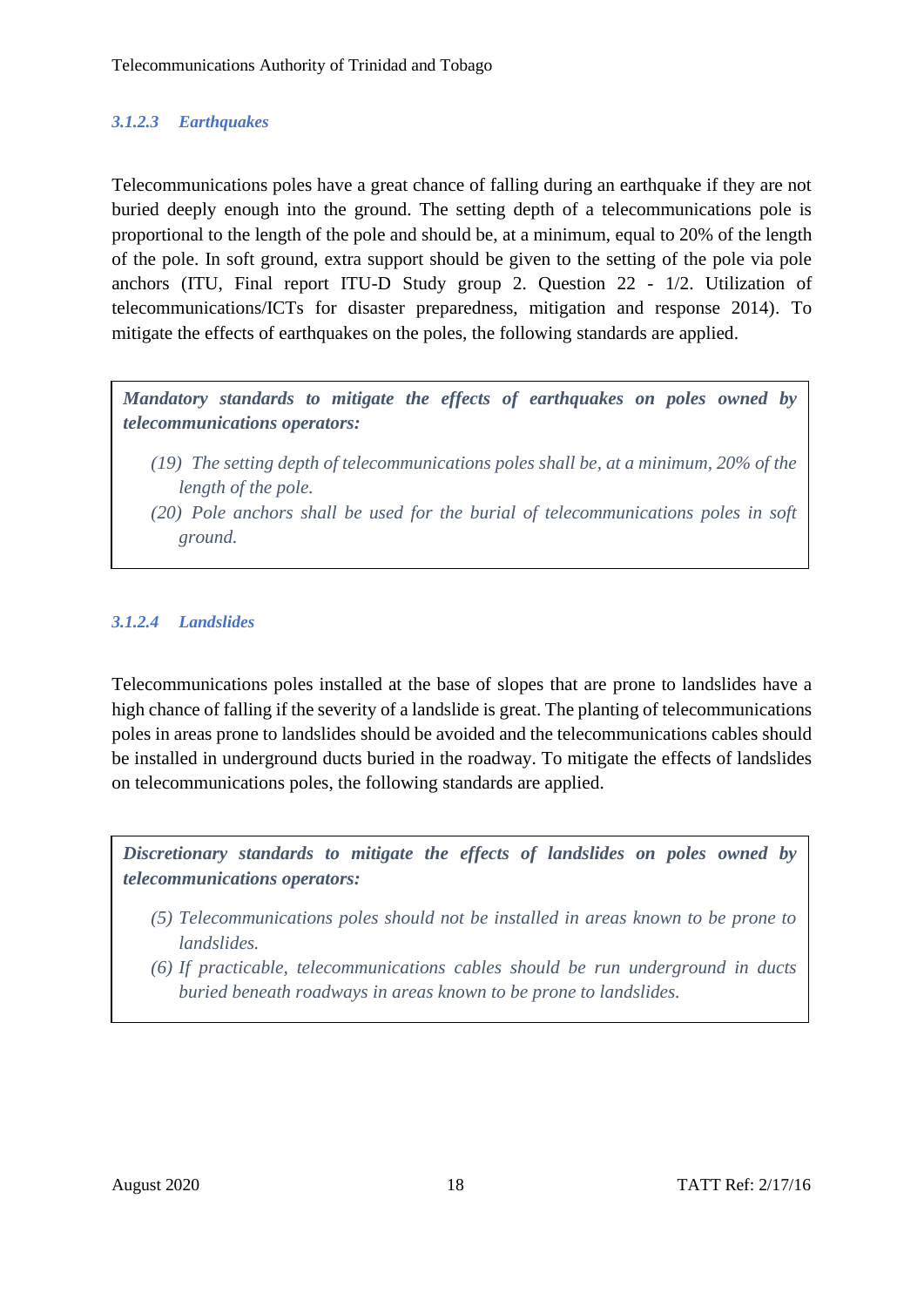#### *3.1.2.3 Earthquakes*

Telecommunications poles have a great chance of falling during an earthquake if they are not buried deeply enough into the ground. The setting depth of a telecommunications pole is proportional to the length of the pole and should be, at a minimum, equal to 20% of the length of the pole. In soft ground, extra support should be given to the setting of the pole via pole anchors (ITU, Final report ITU-D Study group 2. Question 22 - 1/2. Utilization of telecommunications/ICTs for disaster preparedness, mitigation and response 2014). To mitigate the effects of earthquakes on the poles, the following standards are applied.

> ***Mandatory standards to mitigate the effects of earthquakes on poles owned by telecommunications operators:***
>
> *(19) The setting depth of telecommunications poles shall be, at a minimum, 20% of the length of the pole.*
>
> *(20) Pole anchors shall be used for the burial of telecommunications poles in soft ground.*

#### *3.1.2.4 Landslides*

Telecommunications poles installed at the base of slopes that are prone to landslides have a high chance of falling if the severity of a landslide is great. The planting of telecommunications poles in areas prone to landslides should be avoided and the telecommunications cables should be installed in underground ducts buried in the roadway. To mitigate the effects of landslides on telecommunications poles, the following standards are applied.

> ***Discretionary standards to mitigate the effects of landslides on poles owned by telecommunications operators:***
>
> *(5) Telecommunications poles should not be installed in areas known to be prone to landslides.*
>
> *(6) If practicable, telecommunications cables should be run underground in ducts buried beneath roadways in areas known to be prone to landslides.*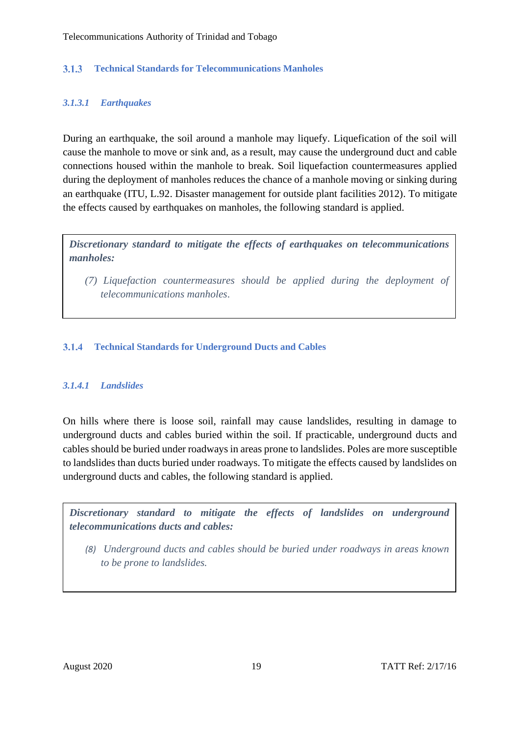### 3.1.3 Technical Standards for Telecommunications Manholes

#### *3.1.3.1 Earthquakes*

During an earthquake, the soil around a manhole may liquefy. Liquefication of the soil will cause the manhole to move or sink and, as a result, may cause the underground duct and cable connections housed within the manhole to break. Soil liquefaction countermeasures applied during the deployment of manholes reduces the chance of a manhole moving or sinking during an earthquake (ITU, L.92. Disaster management for outside plant facilities 2012). To mitigate the effects caused by earthquakes on manholes, the following standard is applied.

> ***Discretionary standard to mitigate the effects of earthquakes on telecommunications manholes:***
>
> *(7) Liquefaction countermeasures should be applied during the deployment of telecommunications manholes.*

### 3.1.4 Technical Standards for Underground Ducts and Cables

#### *3.1.4.1 Landslides*

On hills where there is loose soil, rainfall may cause landslides, resulting in damage to underground ducts and cables buried within the soil. If practicable, underground ducts and cables should be buried under roadways in areas prone to landslides. Poles are more susceptible to landslides than ducts buried under roadways. To mitigate the effects caused by landslides on underground ducts and cables, the following standard is applied.

> ***Discretionary standard to mitigate the effects of landslides on underground telecommunications ducts and cables:***
>
> *(8) Underground ducts and cables should be buried under roadways in areas known to be prone to landslides.*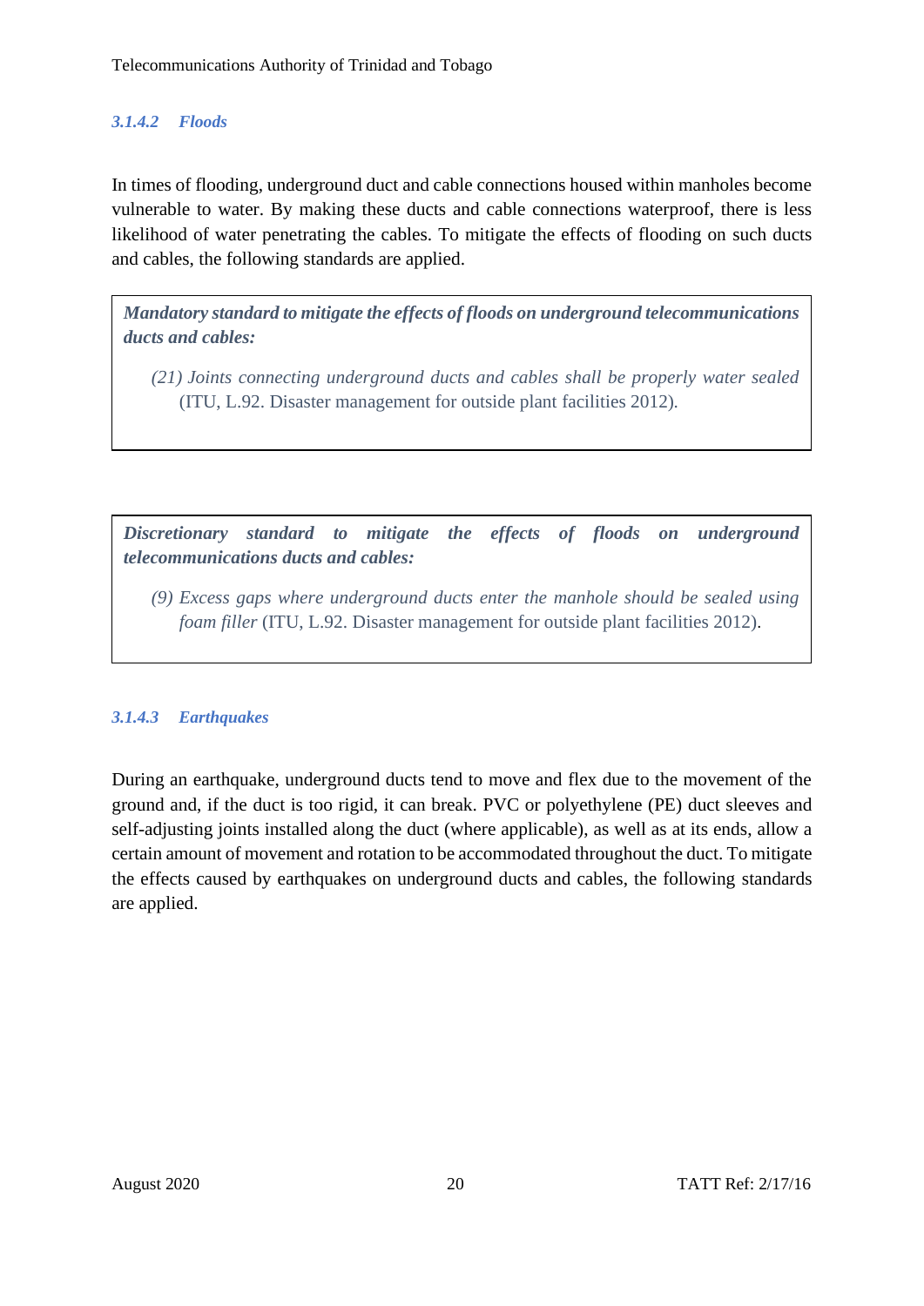#### *3.1.4.2 Floods*

In times of flooding, underground duct and cable connections housed within manholes become vulnerable to water. By making these ducts and cable connections waterproof, there is less likelihood of water penetrating the cables. To mitigate the effects of flooding on such ducts and cables, the following standards are applied.

> ***Mandatory standard to mitigate the effects of floods on underground telecommunications ducts and cables:***
>
> *(21) Joints connecting underground ducts and cables shall be properly water sealed* (ITU, L.92. Disaster management for outside plant facilities 2012).

> ***Discretionary standard to mitigate the effects of floods on underground telecommunications ducts and cables:***
>
> *(9) Excess gaps where underground ducts enter the manhole should be sealed using foam filler* (ITU, L.92. Disaster management for outside plant facilities 2012).

#### *3.1.4.3 Earthquakes*

During an earthquake, underground ducts tend to move and flex due to the movement of the ground and, if the duct is too rigid, it can break. PVC or polyethylene (PE) duct sleeves and self-adjusting joints installed along the duct (where applicable), as well as at its ends, allow a certain amount of movement and rotation to be accommodated throughout the duct. To mitigate the effects caused by earthquakes on underground ducts and cables, the following standards are applied.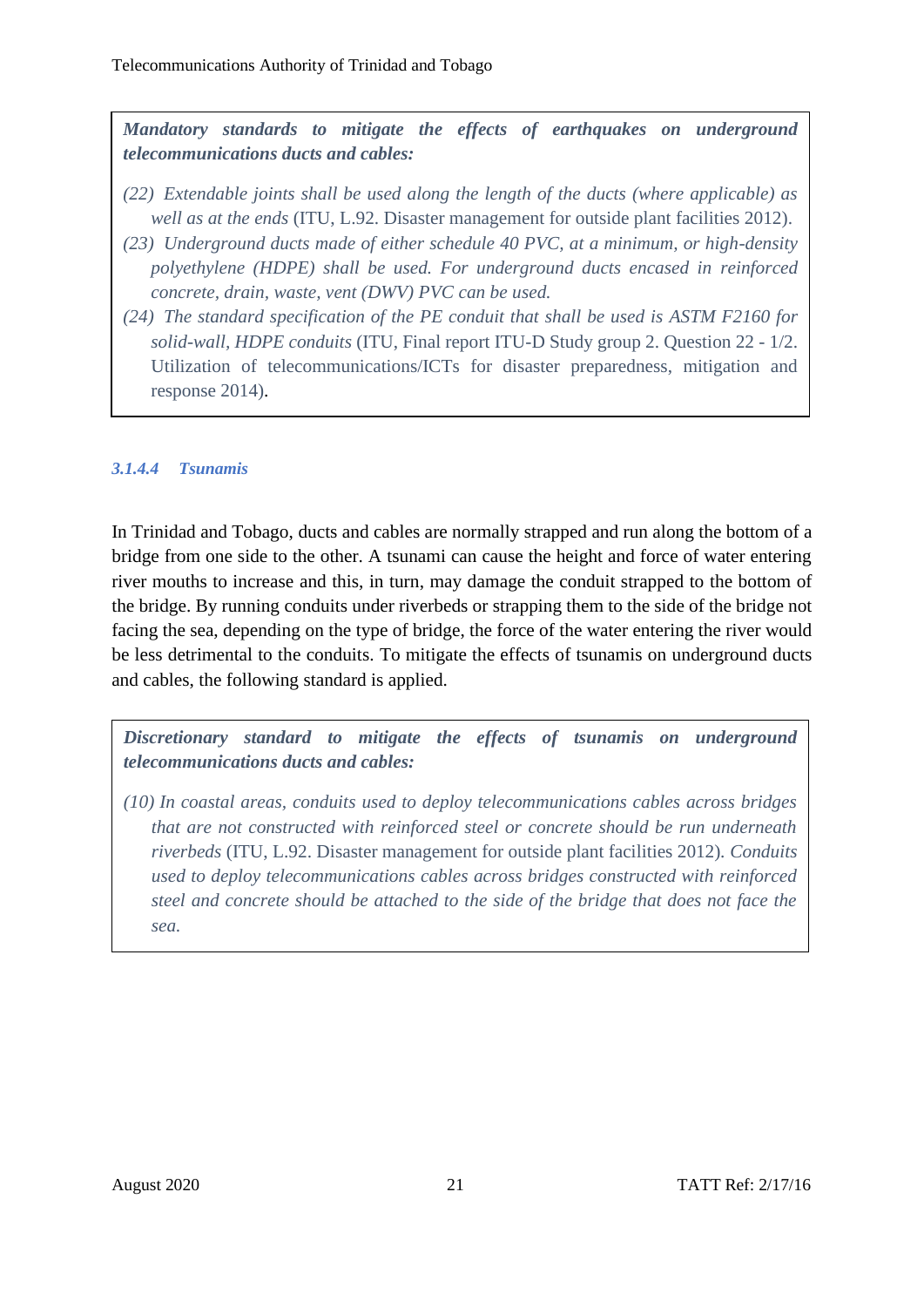***Mandatory standards to mitigate the effects of earthquakes on underground telecommunications ducts and cables:***

*(22) Extendable joints shall be used along the length of the ducts (where applicable) as well as at the ends* (ITU, L.92. Disaster management for outside plant facilities 2012).

*(23) Underground ducts made of either schedule 40 PVC, at a minimum, or high-density polyethylene (HDPE) shall be used. For underground ducts encased in reinforced concrete, drain, waste, vent (DWV) PVC can be used.*

*(24) The standard specification of the PE conduit that shall be used is ASTM F2160 for solid-wall, HDPE conduits* (ITU, Final report ITU-D Study group 2. Question 22 - 1/2. Utilization of telecommunications/ICTs for disaster preparedness, mitigation and response 2014).

#### *3.1.4.4 Tsunamis*

In Trinidad and Tobago, ducts and cables are normally strapped and run along the bottom of a bridge from one side to the other. A tsunami can cause the height and force of water entering river mouths to increase and this, in turn, may damage the conduit strapped to the bottom of the bridge. By running conduits under riverbeds or strapping them to the side of the bridge not facing the sea, depending on the type of bridge, the force of the water entering the river would be less detrimental to the conduits. To mitigate the effects of tsunamis on underground ducts and cables, the following standard is applied.

***Discretionary standard to mitigate the effects of tsunamis on underground telecommunications ducts and cables:***

*(10) In coastal areas, conduits used to deploy telecommunications cables across bridges that are not constructed with reinforced steel or concrete should be run underneath riverbeds* (ITU, L.92. Disaster management for outside plant facilities 2012). *Conduits used to deploy telecommunications cables across bridges constructed with reinforced steel and concrete should be attached to the side of the bridge that does not face the sea.*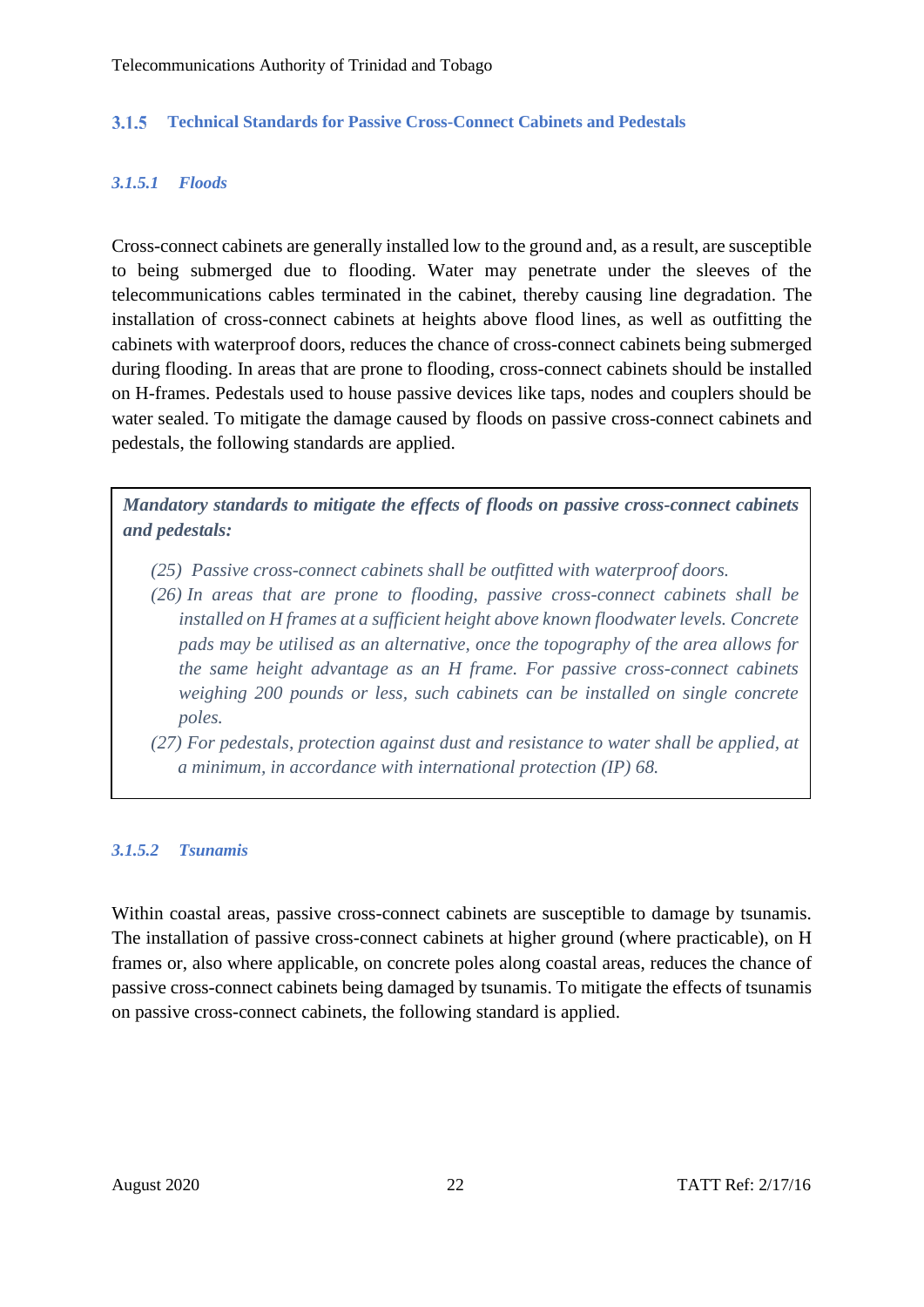### 3.1.5 Technical Standards for Passive Cross-Connect Cabinets and Pedestals

#### *3.1.5.1 Floods*

Cross-connect cabinets are generally installed low to the ground and, as a result, are susceptible to being submerged due to flooding. Water may penetrate under the sleeves of the telecommunications cables terminated in the cabinet, thereby causing line degradation. The installation of cross-connect cabinets at heights above flood lines, as well as outfitting the cabinets with waterproof doors, reduces the chance of cross-connect cabinets being submerged during flooding. In areas that are prone to flooding, cross-connect cabinets should be installed on H-frames. Pedestals used to house passive devices like taps, nodes and couplers should be water sealed. To mitigate the damage caused by floods on passive cross-connect cabinets and pedestals, the following standards are applied.

> ***Mandatory standards to mitigate the effects of floods on passive cross-connect cabinets and pedestals:***
>
> *(25) Passive cross-connect cabinets shall be outfitted with waterproof doors.*
>
> *(26) In areas that are prone to flooding, passive cross-connect cabinets shall be installed on H frames at a sufficient height above known floodwater levels. Concrete pads may be utilised as an alternative, once the topography of the area allows for the same height advantage as an H frame. For passive cross-connect cabinets weighing 200 pounds or less, such cabinets can be installed on single concrete poles.*
>
> *(27) For pedestals, protection against dust and resistance to water shall be applied, at a minimum, in accordance with international protection (IP) 68.*

#### *3.1.5.2 Tsunamis*

Within coastal areas, passive cross-connect cabinets are susceptible to damage by tsunamis. The installation of passive cross-connect cabinets at higher ground (where practicable), on H frames or, also where applicable, on concrete poles along coastal areas, reduces the chance of passive cross-connect cabinets being damaged by tsunamis. To mitigate the effects of tsunamis on passive cross-connect cabinets, the following standard is applied.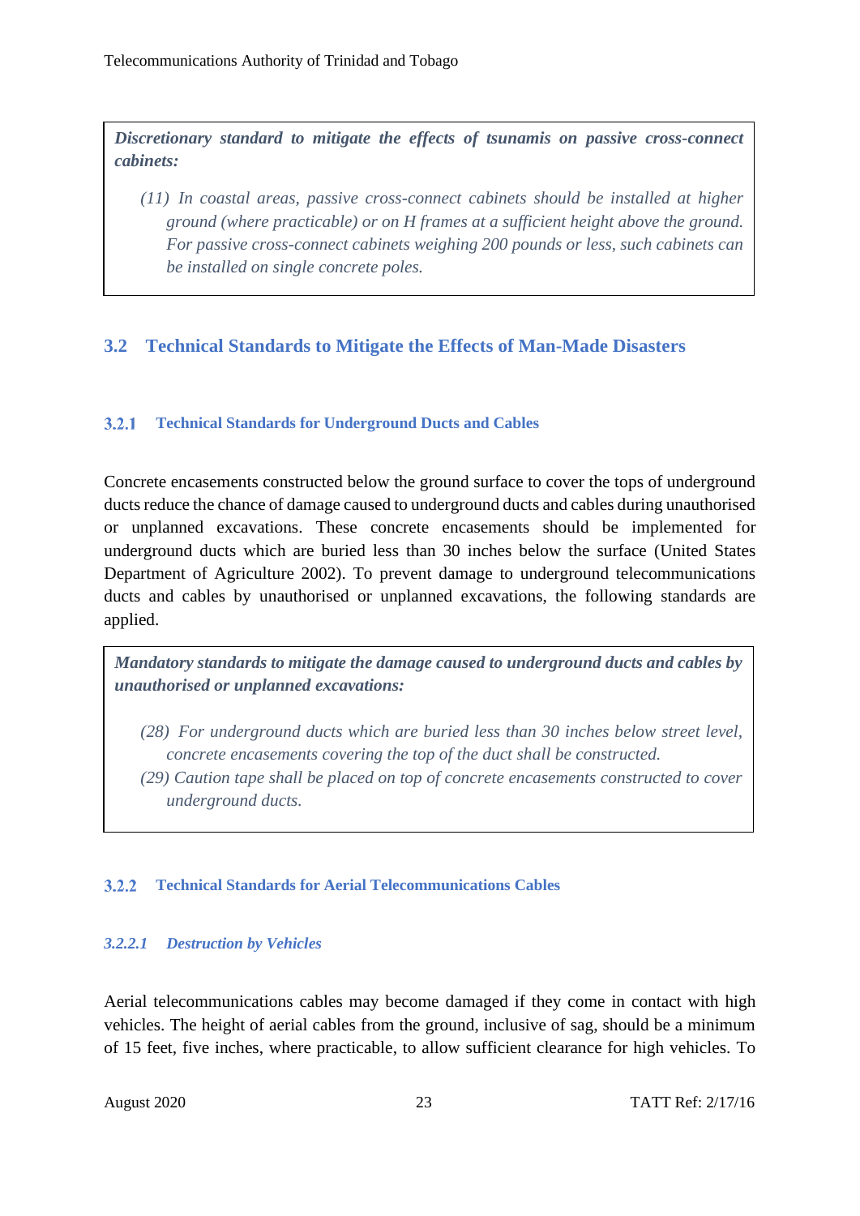***Discretionary standard to mitigate the effects of tsunamis on passive cross-connect cabinets:***

*(11) In coastal areas, passive cross-connect cabinets should be installed at higher ground (where practicable) or on H frames at a sufficient height above the ground. For passive cross-connect cabinets weighing 200 pounds or less, such cabinets can be installed on single concrete poles.*

## 3.2 Technical Standards to Mitigate the Effects of Man-Made Disasters

### 3.2.1 Technical Standards for Underground Ducts and Cables

Concrete encasements constructed below the ground surface to cover the tops of underground ducts reduce the chance of damage caused to underground ducts and cables during unauthorised or unplanned excavations. These concrete encasements should be implemented for underground ducts which are buried less than 30 inches below the surface (United States Department of Agriculture 2002). To prevent damage to underground telecommunications ducts and cables by unauthorised or unplanned excavations, the following standards are applied.

***Mandatory standards to mitigate the damage caused to underground ducts and cables by unauthorised or unplanned excavations:***

*(28) For underground ducts which are buried less than 30 inches below street level, concrete encasements covering the top of the duct shall be constructed.*

*(29) Caution tape shall be placed on top of concrete encasements constructed to cover underground ducts.*

### 3.2.2 Technical Standards for Aerial Telecommunications Cables

#### *3.2.2.1 Destruction by Vehicles*

Aerial telecommunications cables may become damaged if they come in contact with high vehicles. The height of aerial cables from the ground, inclusive of sag, should be a minimum of 15 feet, five inches, where practicable, to allow sufficient clearance for high vehicles. To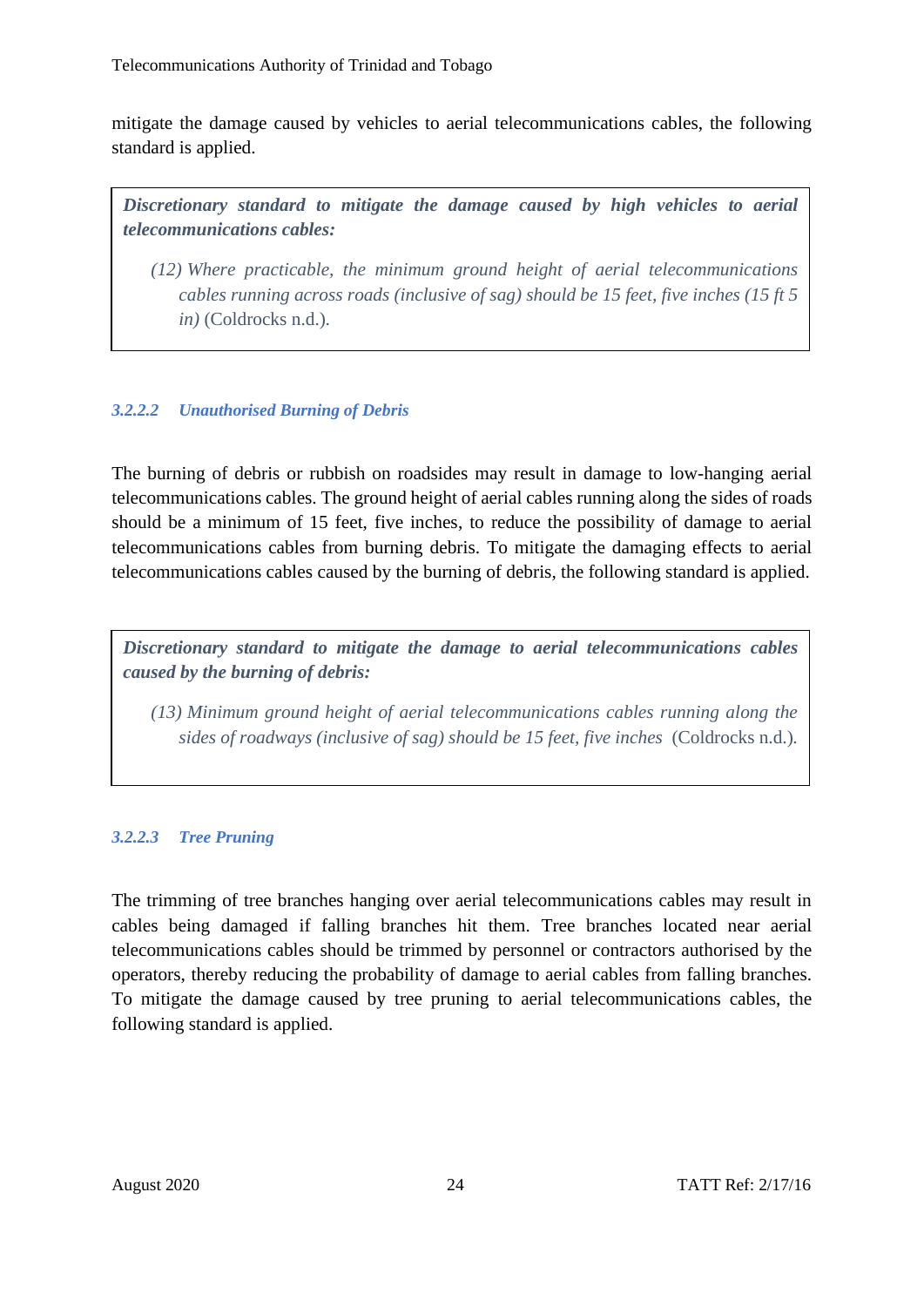mitigate the damage caused by vehicles to aerial telecommunications cables, the following standard is applied.

> ***Discretionary standard to mitigate the damage caused by high vehicles to aerial telecommunications cables:***
>
> *(12) Where practicable, the minimum ground height of aerial telecommunications cables running across roads (inclusive of sag) should be 15 feet, five inches (15 ft 5 in)* (Coldrocks n.d.).

#### *3.2.2.2 Unauthorised Burning of Debris*

The burning of debris or rubbish on roadsides may result in damage to low-hanging aerial telecommunications cables. The ground height of aerial cables running along the sides of roads should be a minimum of 15 feet, five inches, to reduce the possibility of damage to aerial telecommunications cables from burning debris. To mitigate the damaging effects to aerial telecommunications cables caused by the burning of debris, the following standard is applied.

> ***Discretionary standard to mitigate the damage to aerial telecommunications cables caused by the burning of debris:***
>
> *(13) Minimum ground height of aerial telecommunications cables running along the sides of roadways (inclusive of sag) should be 15 feet, five inches* (Coldrocks n.d.).

#### *3.2.2.3 Tree Pruning*

The trimming of tree branches hanging over aerial telecommunications cables may result in cables being damaged if falling branches hit them. Tree branches located near aerial telecommunications cables should be trimmed by personnel or contractors authorised by the operators, thereby reducing the probability of damage to aerial cables from falling branches. To mitigate the damage caused by tree pruning to aerial telecommunications cables, the following standard is applied.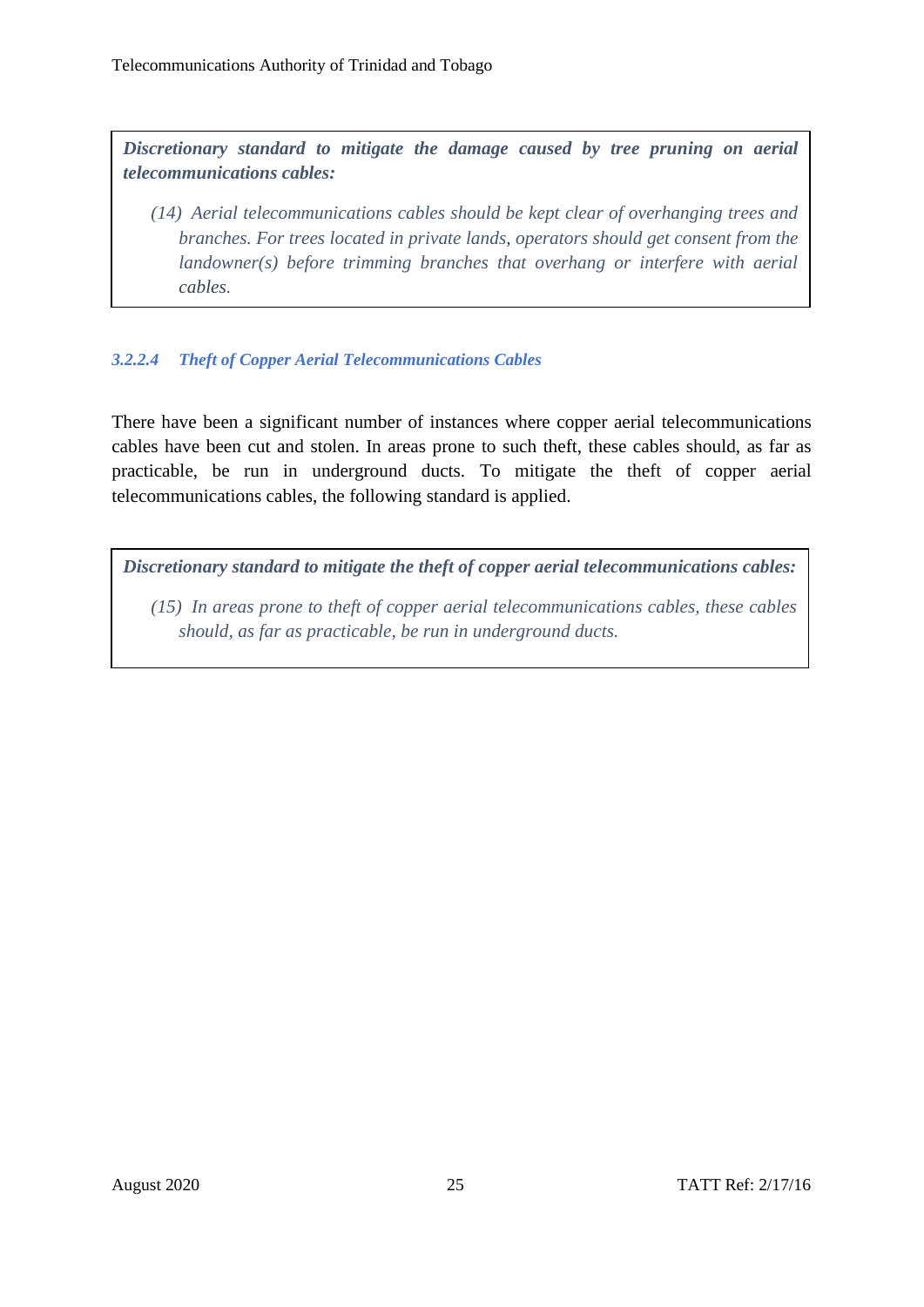> ***Discretionary standard to mitigate the damage caused by tree pruning on aerial telecommunications cables:***
>
> *(14) Aerial telecommunications cables should be kept clear of overhanging trees and branches. For trees located in private lands, operators should get consent from the landowner(s) before trimming branches that overhang or interfere with aerial cables.*

#### *3.2.2.4 Theft of Copper Aerial Telecommunications Cables*

There have been a significant number of instances where copper aerial telecommunications cables have been cut and stolen. In areas prone to such theft, these cables should, as far as practicable, be run in underground ducts. To mitigate the theft of copper aerial telecommunications cables, the following standard is applied.

> ***Discretionary standard to mitigate the theft of copper aerial telecommunications cables:***
>
> *(15) In areas prone to theft of copper aerial telecommunications cables, these cables should, as far as practicable, be run in underground ducts.*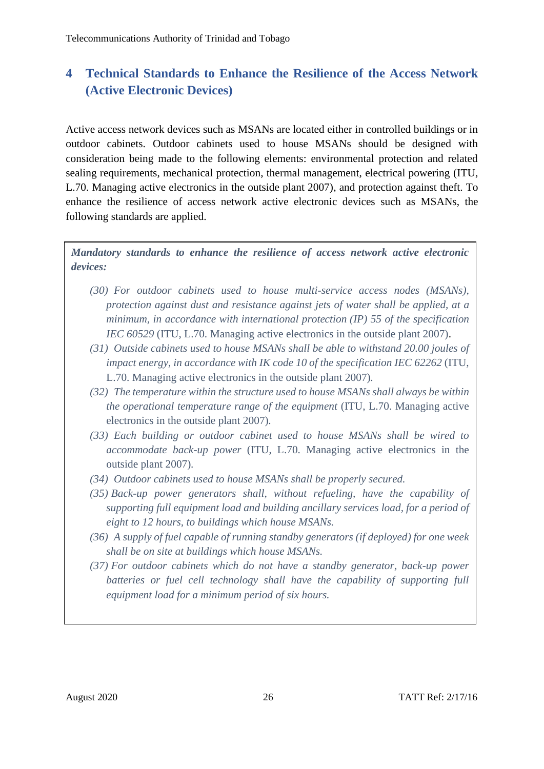# 4 Technical Standards to Enhance the Resilience of the Access Network (Active Electronic Devices)

Active access network devices such as MSANs are located either in controlled buildings or in outdoor cabinets. Outdoor cabinets used to house MSANs should be designed with consideration being made to the following elements: environmental protection and related sealing requirements, mechanical protection, thermal management, electrical powering (ITU, L.70. Managing active electronics in the outside plant 2007), and protection against theft. To enhance the resilience of access network active electronic devices such as MSANs, the following standards are applied.

***Mandatory standards to enhance the resilience of access network active electronic devices:***

- *(30) For outdoor cabinets used to house multi-service access nodes (MSANs), protection against dust and resistance against jets of water shall be applied, at a minimum, in accordance with international protection (IP) 55 of the specification IEC 60529* (ITU, L.70. Managing active electronics in the outside plant 2007).
- *(31) Outside cabinets used to house MSANs shall be able to withstand 20.00 joules of impact energy, in accordance with IK code 10 of the specification IEC 62262* (ITU, L.70. Managing active electronics in the outside plant 2007).
- *(32) The temperature within the structure used to house MSANs shall always be within the operational temperature range of the equipment* (ITU, L.70. Managing active electronics in the outside plant 2007).
- *(33) Each building or outdoor cabinet used to house MSANs shall be wired to accommodate back-up power* (ITU, L.70. Managing active electronics in the outside plant 2007).
- *(34) Outdoor cabinets used to house MSANs shall be properly secured.*
- *(35) Back-up power generators shall, without refueling, have the capability of supporting full equipment load and building ancillary services load, for a period of eight to 12 hours, to buildings which house MSANs.*
- *(36) A supply of fuel capable of running standby generators (if deployed) for one week shall be on site at buildings which house MSANs.*
- *(37) For outdoor cabinets which do not have a standby generator, back-up power batteries or fuel cell technology shall have the capability of supporting full equipment load for a minimum period of six hours.*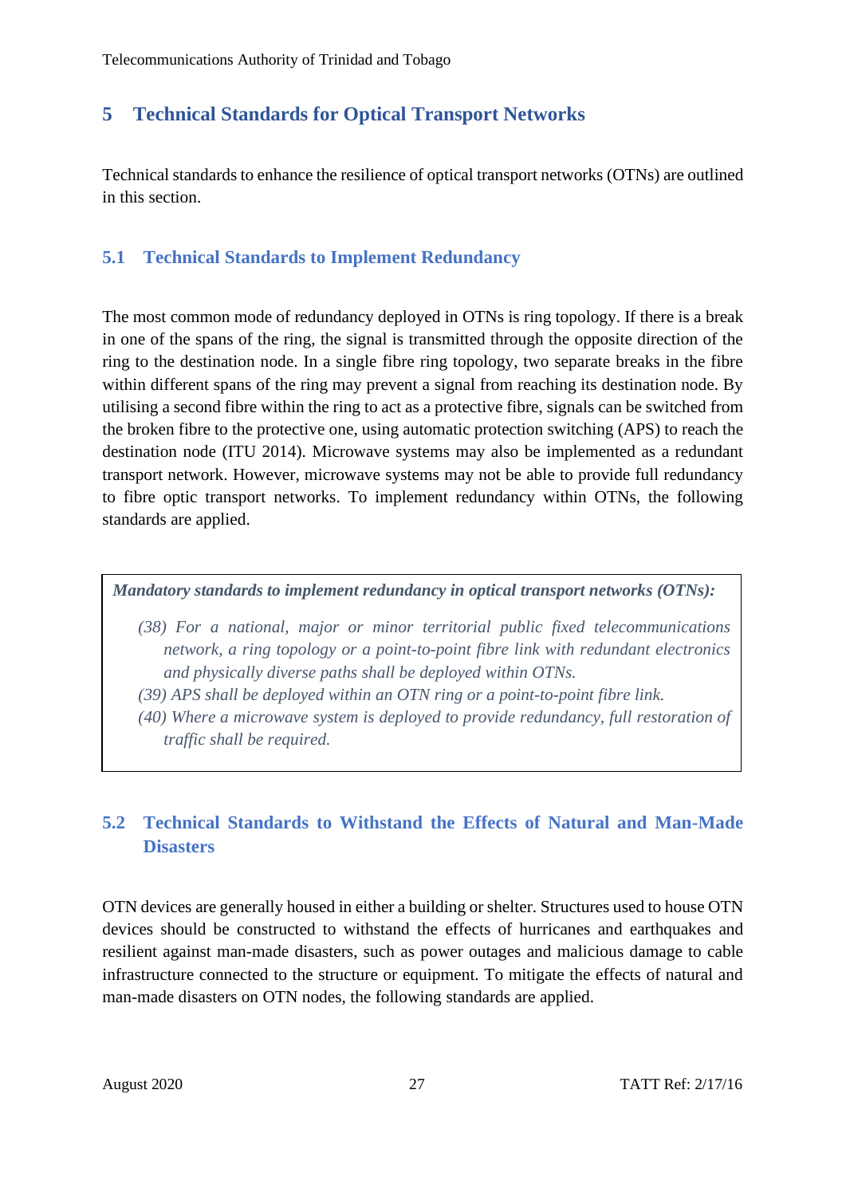# 5 Technical Standards for Optical Transport Networks

Technical standards to enhance the resilience of optical transport networks (OTNs) are outlined in this section.

## 5.1 Technical Standards to Implement Redundancy

The most common mode of redundancy deployed in OTNs is ring topology. If there is a break in one of the spans of the ring, the signal is transmitted through the opposite direction of the ring to the destination node. In a single fibre ring topology, two separate breaks in the fibre within different spans of the ring may prevent a signal from reaching its destination node. By utilising a second fibre within the ring to act as a protective fibre, signals can be switched from the broken fibre to the protective one, using automatic protection switching (APS) to reach the destination node (ITU 2014). Microwave systems may also be implemented as a redundant transport network. However, microwave systems may not be able to provide full redundancy to fibre optic transport networks. To implement redundancy within OTNs, the following standards are applied.

***Mandatory standards to implement redundancy in optical transport networks (OTNs):***

*(38) For a national, major or minor territorial public fixed telecommunications network, a ring topology or a point-to-point fibre link with redundant electronics and physically diverse paths shall be deployed within OTNs.*

*(39) APS shall be deployed within an OTN ring or a point-to-point fibre link.*

*(40) Where a microwave system is deployed to provide redundancy, full restoration of traffic shall be required.*

## 5.2 Technical Standards to Withstand the Effects of Natural and Man-Made Disasters

OTN devices are generally housed in either a building or shelter. Structures used to house OTN devices should be constructed to withstand the effects of hurricanes and earthquakes and resilient against man-made disasters, such as power outages and malicious damage to cable infrastructure connected to the structure or equipment. To mitigate the effects of natural and man-made disasters on OTN nodes, the following standards are applied.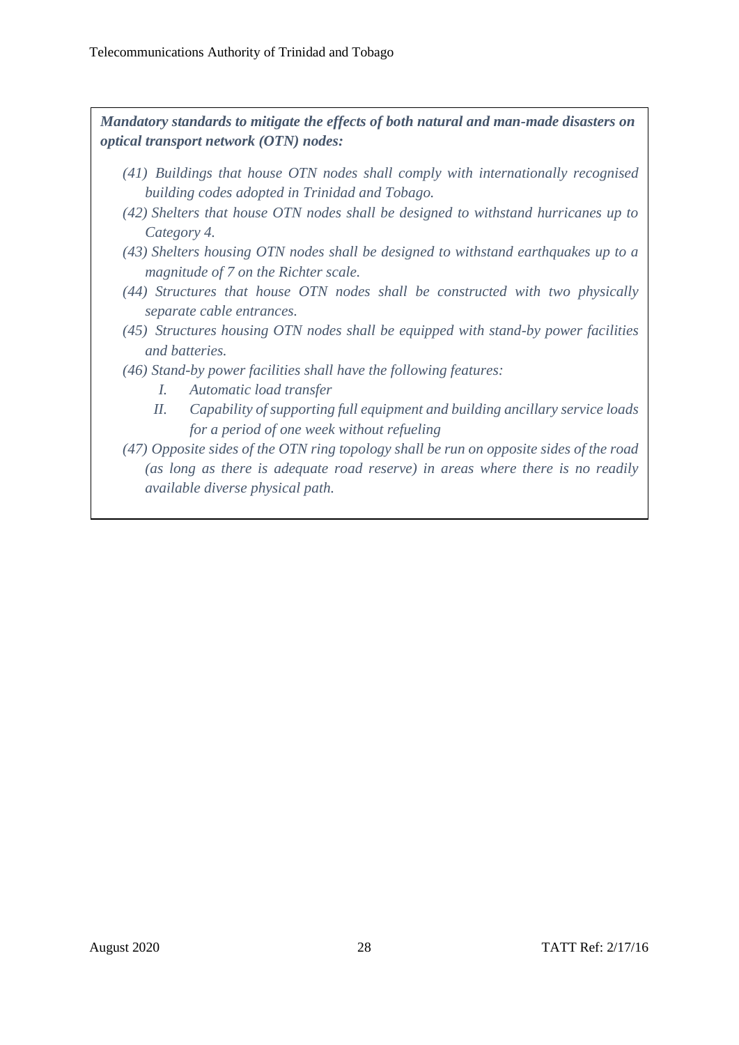***Mandatory standards to mitigate the effects of both natural and man-made disasters on optical transport network (OTN) nodes:***

*(41) Buildings that house OTN nodes shall comply with internationally recognised building codes adopted in Trinidad and Tobago.*

*(42) Shelters that house OTN nodes shall be designed to withstand hurricanes up to Category 4.*

*(43) Shelters housing OTN nodes shall be designed to withstand earthquakes up to a magnitude of 7 on the Richter scale.*

*(44) Structures that house OTN nodes shall be constructed with two physically separate cable entrances.*

*(45) Structures housing OTN nodes shall be equipped with stand-by power facilities and batteries.*

*(46) Stand-by power facilities shall have the following features:*

- *I. Automatic load transfer*
- *II. Capability of supporting full equipment and building ancillary service loads for a period of one week without refueling*

*(47) Opposite sides of the OTN ring topology shall be run on opposite sides of the road (as long as there is adequate road reserve) in areas where there is no readily available diverse physical path.*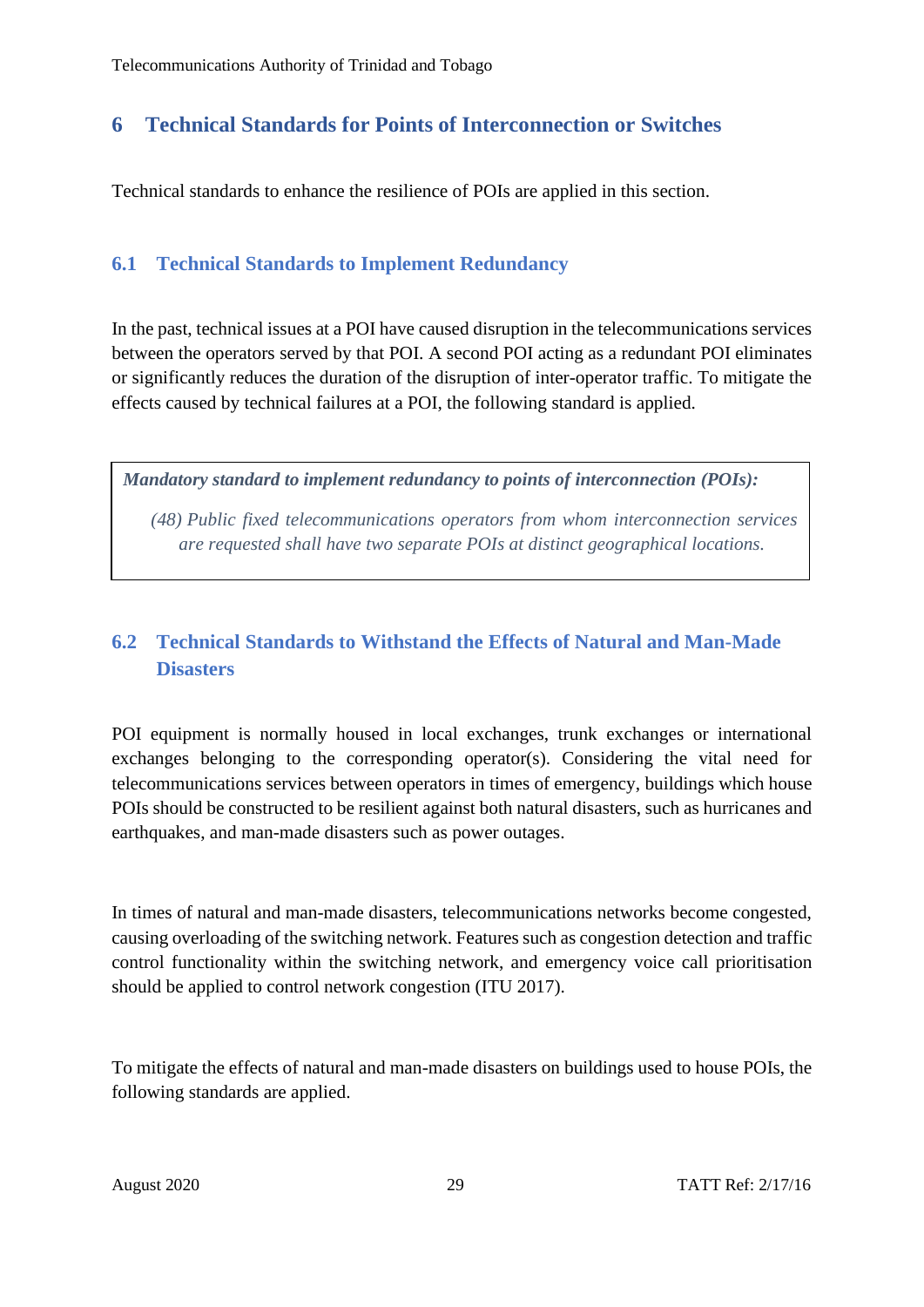# 6 Technical Standards for Points of Interconnection or Switches

Technical standards to enhance the resilience of POIs are applied in this section.

## 6.1 Technical Standards to Implement Redundancy

In the past, technical issues at a POI have caused disruption in the telecommunications services between the operators served by that POI. A second POI acting as a redundant POI eliminates or significantly reduces the duration of the disruption of inter-operator traffic. To mitigate the effects caused by technical failures at a POI, the following standard is applied.

> ***Mandatory standard to implement redundancy to points of interconnection (POIs):***
>
> *(48) Public fixed telecommunications operators from whom interconnection services are requested shall have two separate POIs at distinct geographical locations.*

## 6.2 Technical Standards to Withstand the Effects of Natural and Man-Made Disasters

POI equipment is normally housed in local exchanges, trunk exchanges or international exchanges belonging to the corresponding operator(s). Considering the vital need for telecommunications services between operators in times of emergency, buildings which house POIs should be constructed to be resilient against both natural disasters, such as hurricanes and earthquakes, and man-made disasters such as power outages.

In times of natural and man-made disasters, telecommunications networks become congested, causing overloading of the switching network. Features such as congestion detection and traffic control functionality within the switching network, and emergency voice call prioritisation should be applied to control network congestion (ITU 2017).

To mitigate the effects of natural and man-made disasters on buildings used to house POIs, the following standards are applied.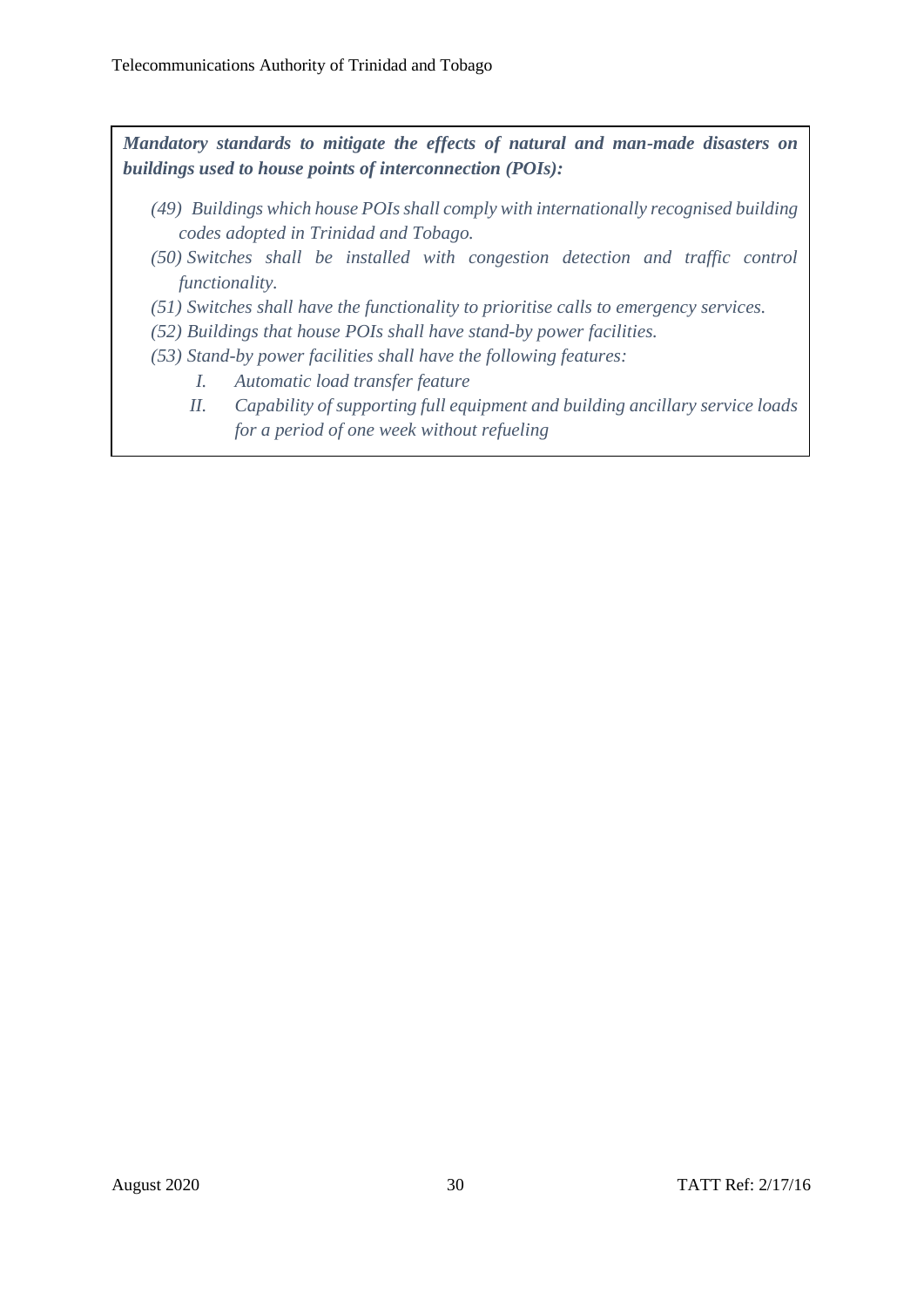***Mandatory standards to mitigate the effects of natural and man-made disasters on buildings used to house points of interconnection (POIs):***

*(49) Buildings which house POIs shall comply with internationally recognised building codes adopted in Trinidad and Tobago.*

*(50) Switches shall be installed with congestion detection and traffic control functionality.*

*(51) Switches shall have the functionality to prioritise calls to emergency services.*

*(52) Buildings that house POIs shall have stand-by power facilities.*

*(53) Stand-by power facilities shall have the following features:*

*I. Automatic load transfer feature*

*II. Capability of supporting full equipment and building ancillary service loads for a period of one week without refueling*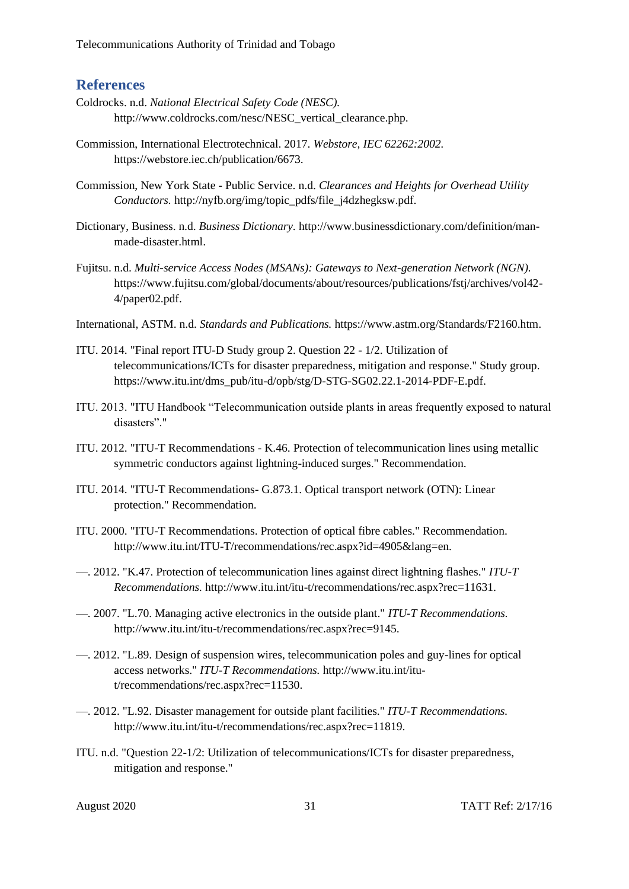## References

Coldrocks. n.d. *National Electrical Safety Code (NESC).* http://www.coldrocks.com/nesc/NESC_vertical_clearance.php.

Commission, International Electrotechnical. 2017. *Webstore, IEC 62262:2002.* https://webstore.iec.ch/publication/6673.

Commission, New York State - Public Service. n.d. *Clearances and Heights for Overhead Utility Conductors.* http://nyfb.org/img/topic_pdfs/file_j4dzhegksw.pdf.

Dictionary, Business. n.d. *Business Dictionary.* http://www.businessdictionary.com/definition/man-made-disaster.html.

Fujitsu. n.d. *Multi-service Access Nodes (MSANs): Gateways to Next-generation Network (NGN).* https://www.fujitsu.com/global/documents/about/resources/publications/fstj/archives/vol42-4/paper02.pdf.

International, ASTM. n.d. *Standards and Publications.* https://www.astm.org/Standards/F2160.htm.

ITU. 2014. "Final report ITU-D Study group 2. Question 22 - 1/2. Utilization of telecommunications/ICTs for disaster preparedness, mitigation and response." Study group. https://www.itu.int/dms_pub/itu-d/opb/stg/D-STG-SG02.22.1-2014-PDF-E.pdf.

ITU. 2013. "ITU Handbook "Telecommunication outside plants in areas frequently exposed to natural disasters"."

ITU. 2012. "ITU-T Recommendations - K.46. Protection of telecommunication lines using metallic symmetric conductors against lightning-induced surges." Recommendation.

ITU. 2014. "ITU-T Recommendations- G.873.1. Optical transport network (OTN): Linear protection." Recommendation.

ITU. 2000. "ITU-T Recommendations. Protection of optical fibre cables." Recommendation. http://www.itu.int/ITU-T/recommendations/rec.aspx?id=4905&lang=en.

—. 2012. "K.47. Protection of telecommunication lines against direct lightning flashes." *ITU-T Recommendations.* http://www.itu.int/itu-t/recommendations/rec.aspx?rec=11631.

—. 2007. "L.70. Managing active electronics in the outside plant." *ITU-T Recommendations.* http://www.itu.int/itu-t/recommendations/rec.aspx?rec=9145.

—. 2012. "L.89. Design of suspension wires, telecommunication poles and guy-lines for optical access networks." *ITU-T Recommendations.* http://www.itu.int/itu-t/recommendations/rec.aspx?rec=11530.

—. 2012. "L.92. Disaster management for outside plant facilities." *ITU-T Recommendations.* http://www.itu.int/itu-t/recommendations/rec.aspx?rec=11819.

ITU. n.d. "Question 22-1/2: Utilization of telecommunications/ICTs for disaster preparedness, mitigation and response."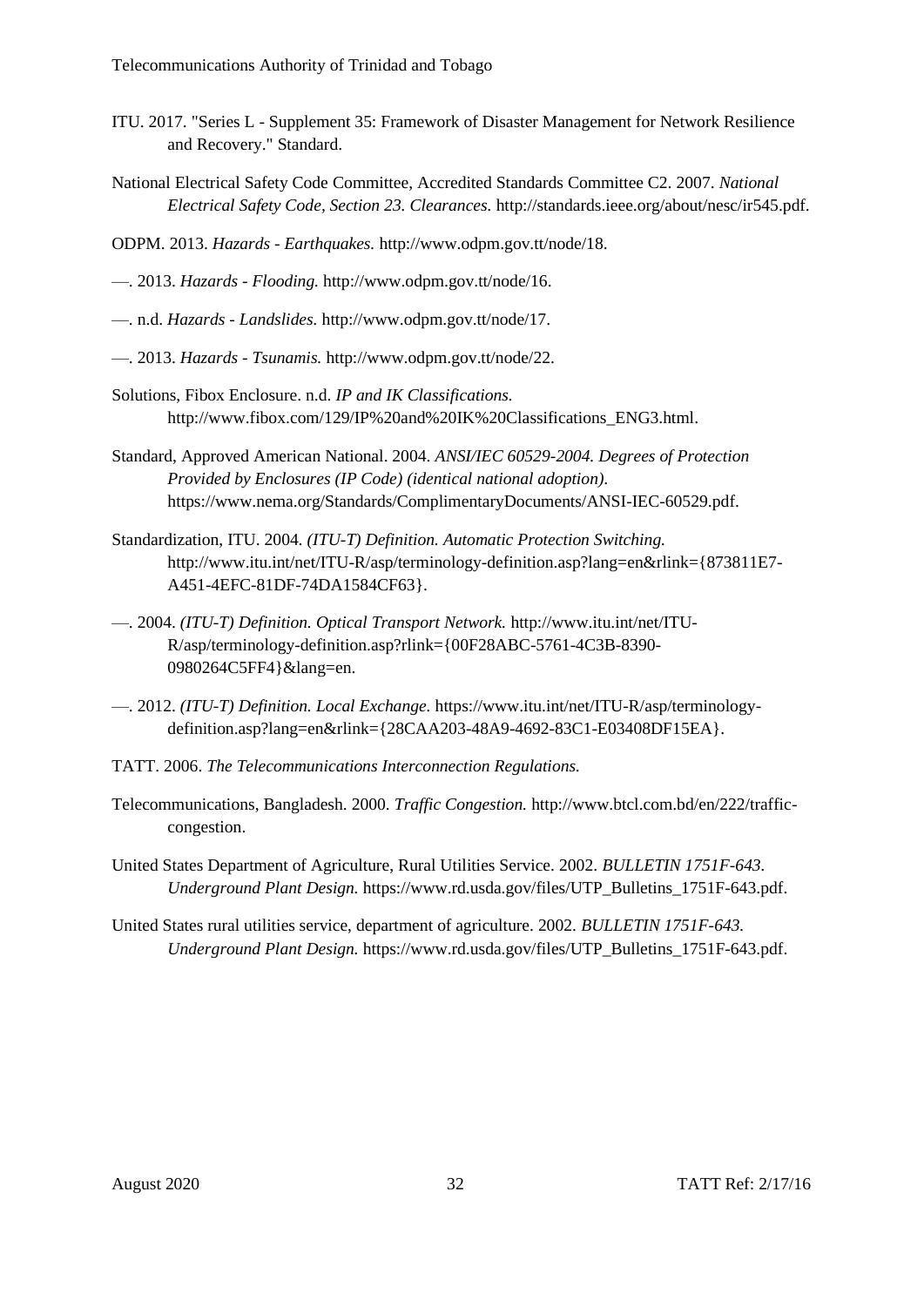ITU. 2017. "Series L - Supplement 35: Framework of Disaster Management for Network Resilience and Recovery." Standard.

National Electrical Safety Code Committee, Accredited Standards Committee C2. 2007. *National Electrical Safety Code, Section 23. Clearances.* http://standards.ieee.org/about/nesc/ir545.pdf.

ODPM. 2013. *Hazards - Earthquakes.* http://www.odpm.gov.tt/node/18.

—. 2013. *Hazards - Flooding.* http://www.odpm.gov.tt/node/16.

—. n.d. *Hazards - Landslides.* http://www.odpm.gov.tt/node/17.

—. 2013. *Hazards - Tsunamis.* http://www.odpm.gov.tt/node/22.

Solutions, Fibox Enclosure. n.d. *IP and IK Classifications.* http://www.fibox.com/129/IP%20and%20IK%20Classifications_ENG3.html.

Standard, Approved American National. 2004. *ANSI/IEC 60529-2004. Degrees of Protection Provided by Enclosures (IP Code) (identical national adoption).* https://www.nema.org/Standards/ComplimentaryDocuments/ANSI-IEC-60529.pdf.

Standardization, ITU. 2004. *(ITU-T) Definition. Automatic Protection Switching.* http://www.itu.int/net/ITU-R/asp/terminology-definition.asp?lang=en&rlink={873811E7-A451-4EFC-81DF-74DA1584CF63}.

—. 2004. *(ITU-T) Definition. Optical Transport Network.* http://www.itu.int/net/ITU-R/asp/terminology-definition.asp?rlink={00F28ABC-5761-4C3B-8390-0980264C5FF4}&lang=en.

—. 2012. *(ITU-T) Definition. Local Exchange.* https://www.itu.int/net/ITU-R/asp/terminology-definition.asp?lang=en&rlink={28CAA203-48A9-4692-83C1-E03408DF15EA}.

TATT. 2006. *The Telecommunications Interconnection Regulations.*

Telecommunications, Bangladesh. 2000. *Traffic Congestion.* http://www.btcl.com.bd/en/222/traffic-congestion.

United States Department of Agriculture, Rural Utilities Service. 2002. *BULLETIN 1751F-643. Underground Plant Design.* https://www.rd.usda.gov/files/UTP_Bulletins_1751F-643.pdf.

United States rural utilities service, department of agriculture. 2002. *BULLETIN 1751F-643. Underground Plant Design.* https://www.rd.usda.gov/files/UTP_Bulletins_1751F-643.pdf.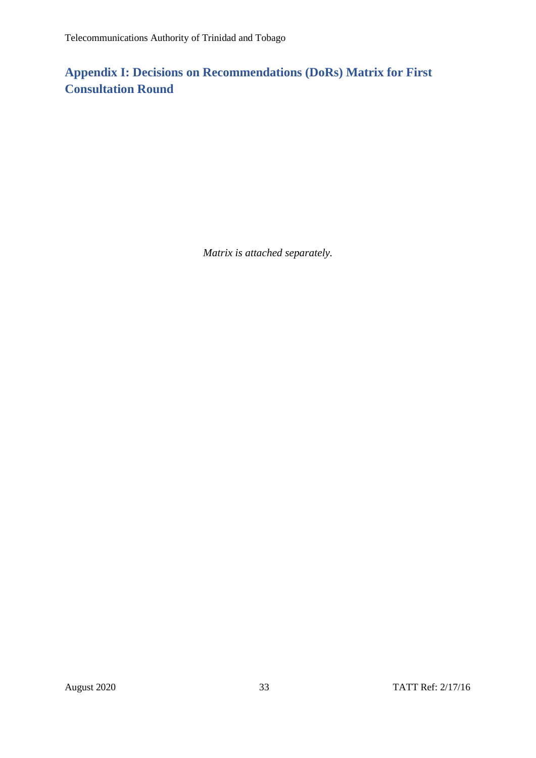## Appendix I: Decisions on Recommendations (DoRs) Matrix for First Consultation Round

*Matrix is attached separately.*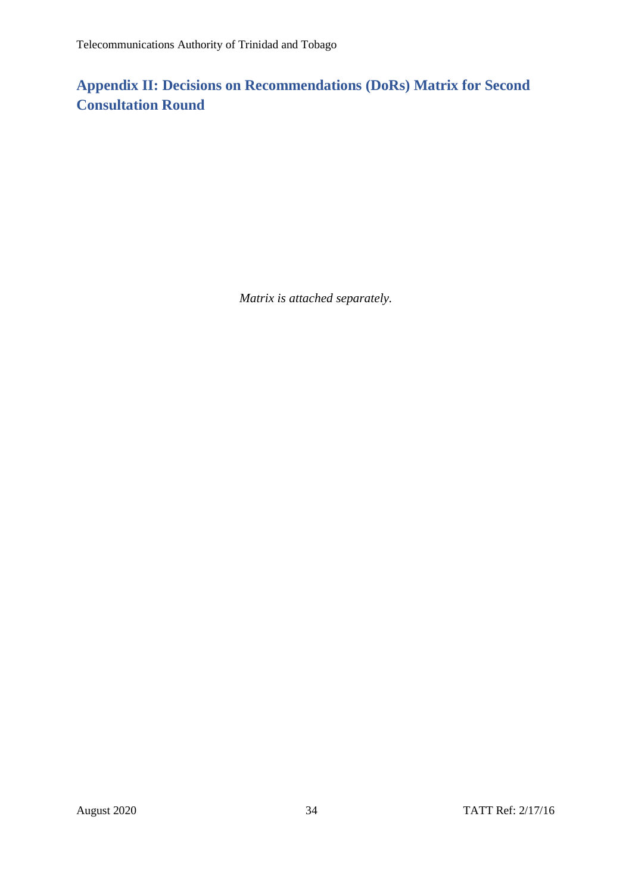## Appendix II: Decisions on Recommendations (DoRs) Matrix for Second Consultation Round

*Matrix is attached separately.*